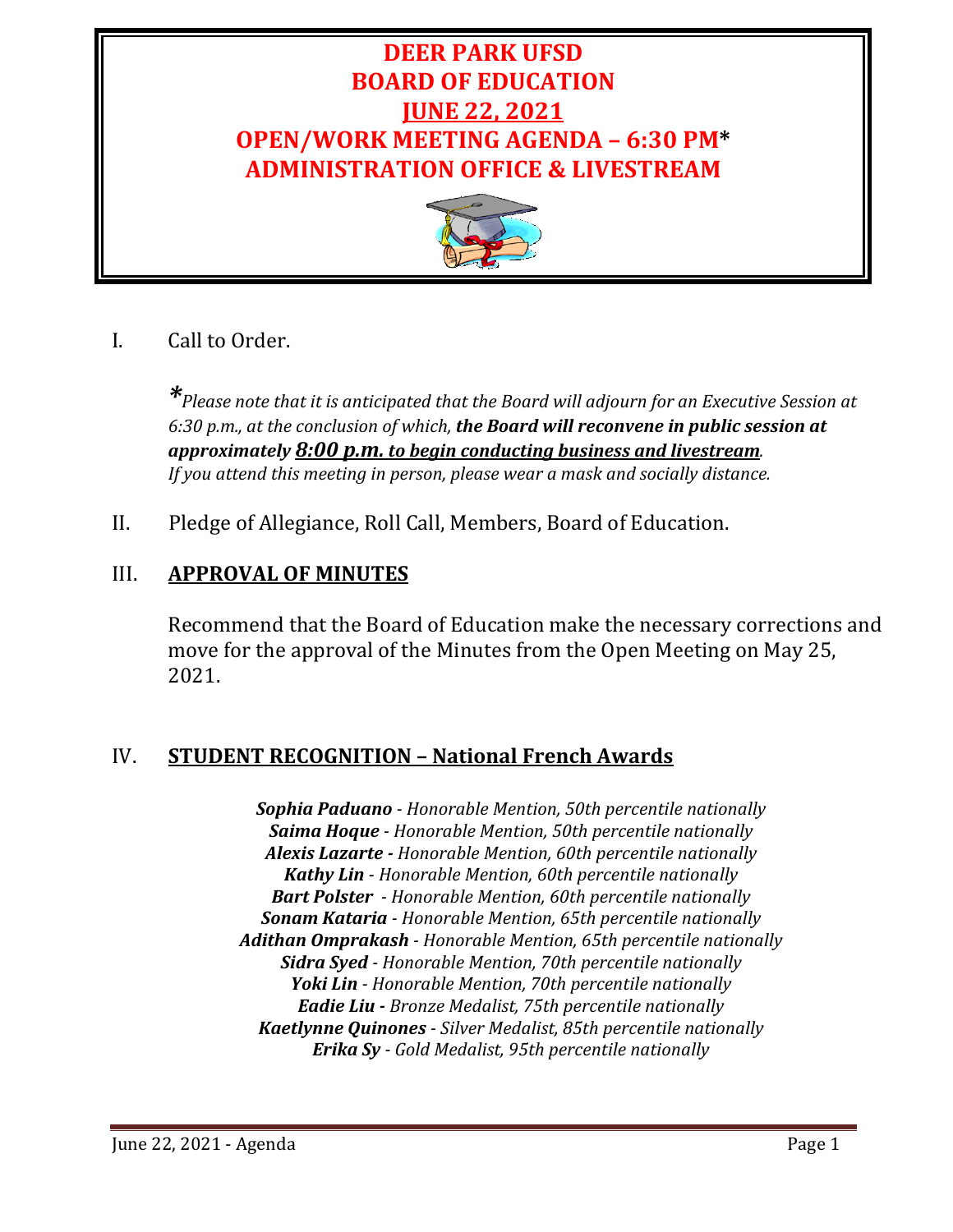# DEER PARK UFSD
# BOARD OF EDUCATION
# JUNE 22, 2021
# OPEN/WORK MEETING AGENDA – 6:30 PM*
# ADMINISTRATION OFFICE & LIVESTREAM

I. Call to Order.

*\*Please note that it is anticipated that the Board will adjourn for an Executive Session at 6:30 p.m., at the conclusion of which,* ***the Board will reconvene in public session at approximately 8:00 p.m. to begin conducting business and livestream****.*
*If you attend this meeting in person, please wear a mask and socially distance.*

II. Pledge of Allegiance, Roll Call, Members, Board of Education.

## III. APPROVAL OF MINUTES

Recommend that the Board of Education make the necessary corrections and move for the approval of the Minutes from the Open Meeting on May 25, 2021.

## IV. STUDENT RECOGNITION – National French Awards

***Sophia Paduano*** *- Honorable Mention, 50th percentile nationally*
***Saima Hoque*** *- Honorable Mention, 50th percentile nationally*
***Alexis Lazarte -*** *Honorable Mention, 60th percentile nationally*
***Kathy Lin*** *- Honorable Mention, 60th percentile nationally*
***Bart Polster*** *- Honorable Mention, 60th percentile nationally*
***Sonam Kataria*** *- Honorable Mention, 65th percentile nationally*
***Adithan Omprakash*** *- Honorable Mention, 65th percentile nationally*
***Sidra Syed*** *- Honorable Mention, 70th percentile nationally*
***Yoki Lin*** *- Honorable Mention, 70th percentile nationally*
***Eadie Liu -*** *Bronze Medalist, 75th percentile nationally*
***Kaetlynne Quinones*** *- Silver Medalist, 85th percentile nationally*
***Erika Sy*** *- Gold Medalist, 95th percentile nationally*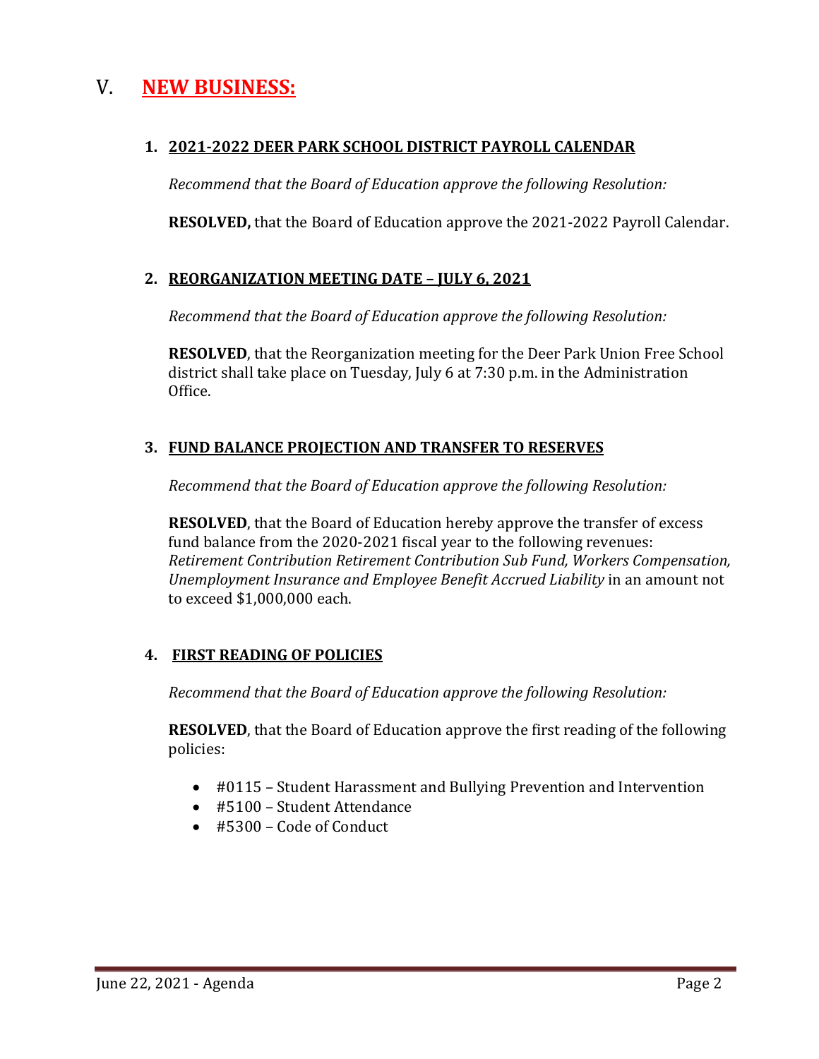# V. NEW BUSINESS:

### 1. 2021-2022 DEER PARK SCHOOL DISTRICT PAYROLL CALENDAR

*Recommend that the Board of Education approve the following Resolution:*

**RESOLVED,** that the Board of Education approve the 2021-2022 Payroll Calendar.

### 2. REORGANIZATION MEETING DATE – JULY 6, 2021

*Recommend that the Board of Education approve the following Resolution:*

**RESOLVED**, that the Reorganization meeting for the Deer Park Union Free School district shall take place on Tuesday, July 6 at 7:30 p.m. in the Administration Office.

### 3. FUND BALANCE PROJECTION AND TRANSFER TO RESERVES

*Recommend that the Board of Education approve the following Resolution:*

**RESOLVED**, that the Board of Education hereby approve the transfer of excess fund balance from the 2020-2021 fiscal year to the following revenues: *Retirement Contribution Retirement Contribution Sub Fund, Workers Compensation, Unemployment Insurance and Employee Benefit Accrued Liability* in an amount not to exceed $1,000,000 each.

### 4. FIRST READING OF POLICIES

*Recommend that the Board of Education approve the following Resolution:*

**RESOLVED**, that the Board of Education approve the first reading of the following policies:

- #0115 – Student Harassment and Bullying Prevention and Intervention
- #5100 – Student Attendance
- #5300 – Code of Conduct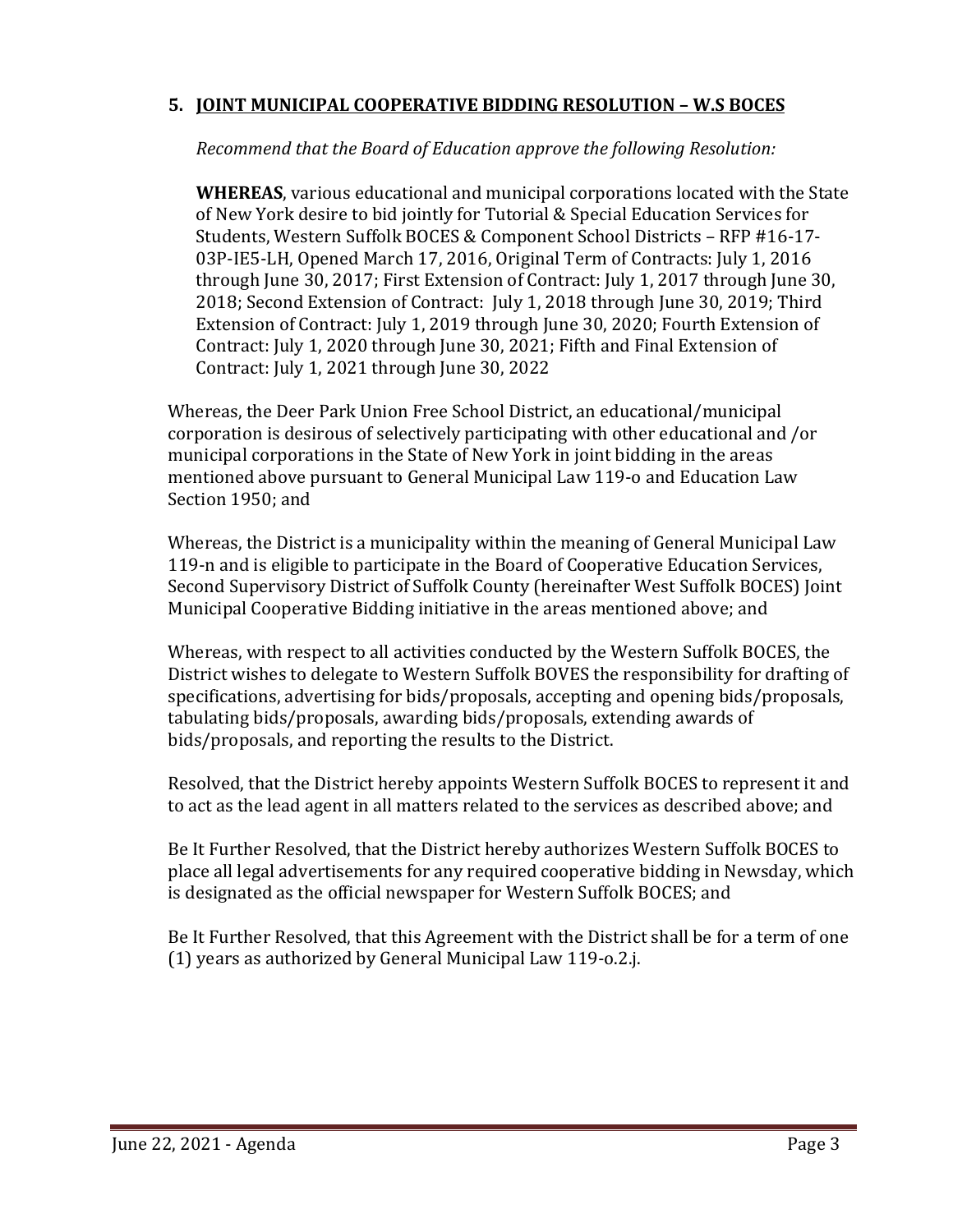## 5. JOINT MUNICIPAL COOPERATIVE BIDDING RESOLUTION – W.S BOCES

*Recommend that the Board of Education approve the following Resolution:*

**WHEREAS**, various educational and municipal corporations located with the State of New York desire to bid jointly for Tutorial & Special Education Services for Students, Western Suffolk BOCES & Component School Districts – RFP #16-17-03P-IE5-LH, Opened March 17, 2016, Original Term of Contracts: July 1, 2016 through June 30, 2017; First Extension of Contract: July 1, 2017 through June 30, 2018; Second Extension of Contract: July 1, 2018 through June 30, 2019; Third Extension of Contract: July 1, 2019 through June 30, 2020; Fourth Extension of Contract: July 1, 2020 through June 30, 2021; Fifth and Final Extension of Contract: July 1, 2021 through June 30, 2022

Whereas, the Deer Park Union Free School District, an educational/municipal corporation is desirous of selectively participating with other educational and /or municipal corporations in the State of New York in joint bidding in the areas mentioned above pursuant to General Municipal Law 119-o and Education Law Section 1950; and

Whereas, the District is a municipality within the meaning of General Municipal Law 119-n and is eligible to participate in the Board of Cooperative Education Services, Second Supervisory District of Suffolk County (hereinafter West Suffolk BOCES) Joint Municipal Cooperative Bidding initiative in the areas mentioned above; and

Whereas, with respect to all activities conducted by the Western Suffolk BOCES, the District wishes to delegate to Western Suffolk BOVES the responsibility for drafting of specifications, advertising for bids/proposals, accepting and opening bids/proposals, tabulating bids/proposals, awarding bids/proposals, extending awards of bids/proposals, and reporting the results to the District.

Resolved, that the District hereby appoints Western Suffolk BOCES to represent it and to act as the lead agent in all matters related to the services as described above; and

Be It Further Resolved, that the District hereby authorizes Western Suffolk BOCES to place all legal advertisements for any required cooperative bidding in Newsday, which is designated as the official newspaper for Western Suffolk BOCES; and

Be It Further Resolved, that this Agreement with the District shall be for a term of one (1) years as authorized by General Municipal Law 119-o.2.j.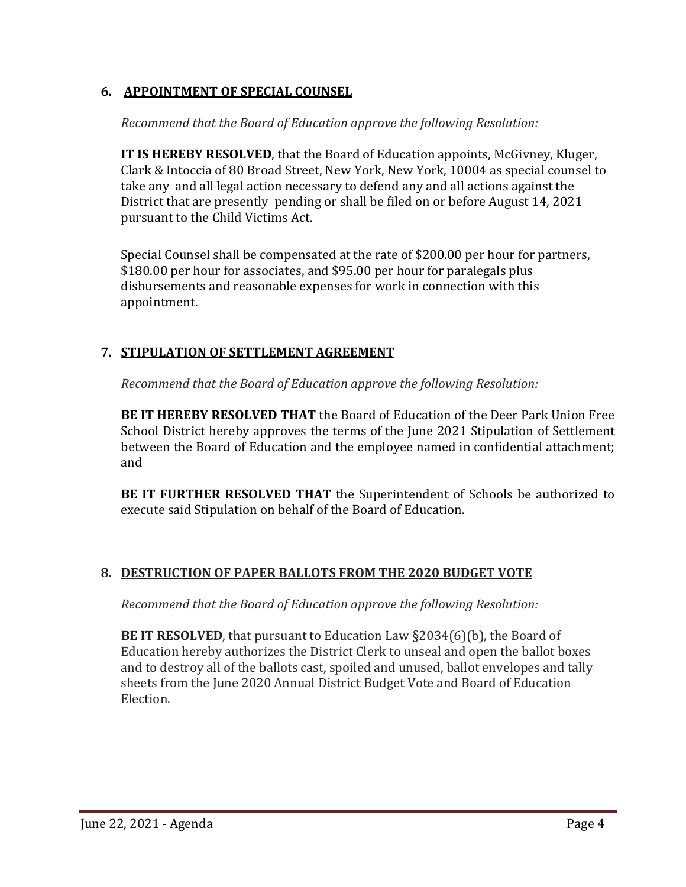## 6. APPOINTMENT OF SPECIAL COUNSEL

*Recommend that the Board of Education approve the following Resolution:*

**IT IS HEREBY RESOLVED**, that the Board of Education appoints, McGivney, Kluger, Clark & Intoccia of 80 Broad Street, New York, New York, 10004 as special counsel to take any and all legal action necessary to defend any and all actions against the District that are presently pending or shall be filed on or before August 14, 2021 pursuant to the Child Victims Act.

Special Counsel shall be compensated at the rate of $200.00 per hour for partners, $180.00 per hour for associates, and $95.00 per hour for paralegals plus disbursements and reasonable expenses for work in connection with this appointment.

## 7. STIPULATION OF SETTLEMENT AGREEMENT

*Recommend that the Board of Education approve the following Resolution:*

**BE IT HEREBY RESOLVED THAT** the Board of Education of the Deer Park Union Free School District hereby approves the terms of the June 2021 Stipulation of Settlement between the Board of Education and the employee named in confidential attachment; and

**BE IT FURTHER RESOLVED THAT** the Superintendent of Schools be authorized to execute said Stipulation on behalf of the Board of Education.

## 8. DESTRUCTION OF PAPER BALLOTS FROM THE 2020 BUDGET VOTE

*Recommend that the Board of Education approve the following Resolution:*

**BE IT RESOLVED**, that pursuant to Education Law §2034(6)(b), the Board of Education hereby authorizes the District Clerk to unseal and open the ballot boxes and to destroy all of the ballots cast, spoiled and unused, ballot envelopes and tally sheets from the June 2020 Annual District Budget Vote and Board of Education Election.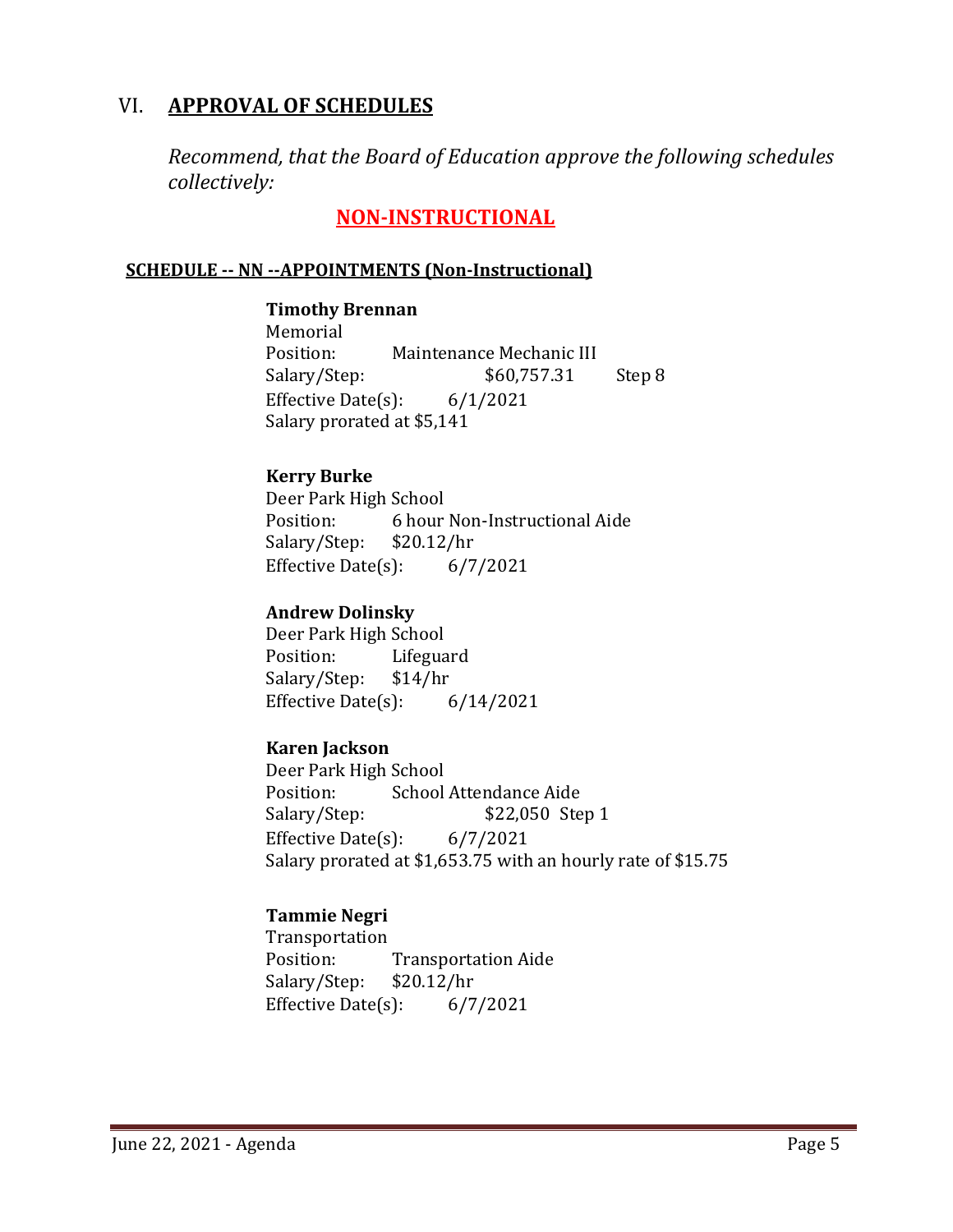## VI. **APPROVAL OF SCHEDULES**

*Recommend, that the Board of Education approve the following schedules collectively:*

### **NON-INSTRUCTIONAL**

**SCHEDULE -- NN --APPOINTMENTS (Non-Instructional)**

**Timothy Brennan**
Memorial
Position: Maintenance Mechanic III
Salary/Step: $60,757.31 Step 8
Effective Date(s): 6/1/2021
Salary prorated at $5,141

**Kerry Burke**
Deer Park High School
Position: 6 hour Non-Instructional Aide
Salary/Step: $20.12/hr
Effective Date(s): 6/7/2021

**Andrew Dolinsky**
Deer Park High School
Position: Lifeguard
Salary/Step: $14/hr
Effective Date(s): 6/14/2021

**Karen Jackson**
Deer Park High School
Position: School Attendance Aide
Salary/Step: $22,050 Step 1
Effective Date(s): 6/7/2021
Salary prorated at $1,653.75 with an hourly rate of $15.75

**Tammie Negri**
Transportation
Position: Transportation Aide
Salary/Step: $20.12/hr
Effective Date(s): 6/7/2021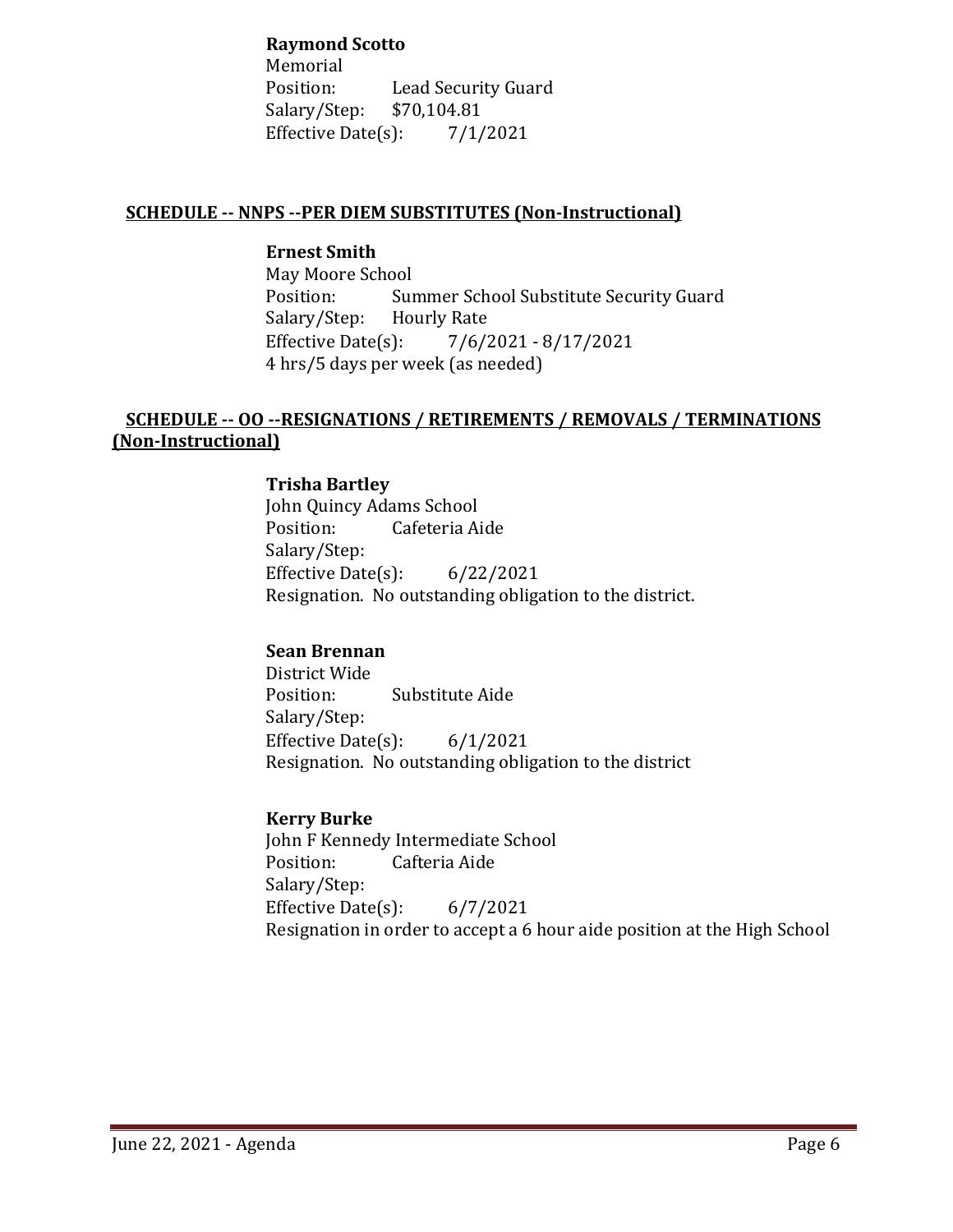**Raymond Scotto**
Memorial
Position: Lead Security Guard
Salary/Step: $70,104.81
Effective Date(s): 7/1/2021

**SCHEDULE -- NNPS --PER DIEM SUBSTITUTES (Non-Instructional)**

**Ernest Smith**
May Moore School
Position: Summer School Substitute Security Guard
Salary/Step: Hourly Rate
Effective Date(s): 7/6/2021 - 8/17/2021
4 hrs/5 days per week (as needed)

**SCHEDULE -- OO --RESIGNATIONS / RETIREMENTS / REMOVALS / TERMINATIONS (Non-Instructional)**

**Trisha Bartley**
John Quincy Adams School
Position: Cafeteria Aide
Salary/Step:
Effective Date(s): 6/22/2021
Resignation. No outstanding obligation to the district.

**Sean Brennan**
District Wide
Position: Substitute Aide
Salary/Step:
Effective Date(s): 6/1/2021
Resignation. No outstanding obligation to the district

**Kerry Burke**
John F Kennedy Intermediate School
Position: Cafteria Aide
Salary/Step:
Effective Date(s): 6/7/2021
Resignation in order to accept a 6 hour aide position at the High School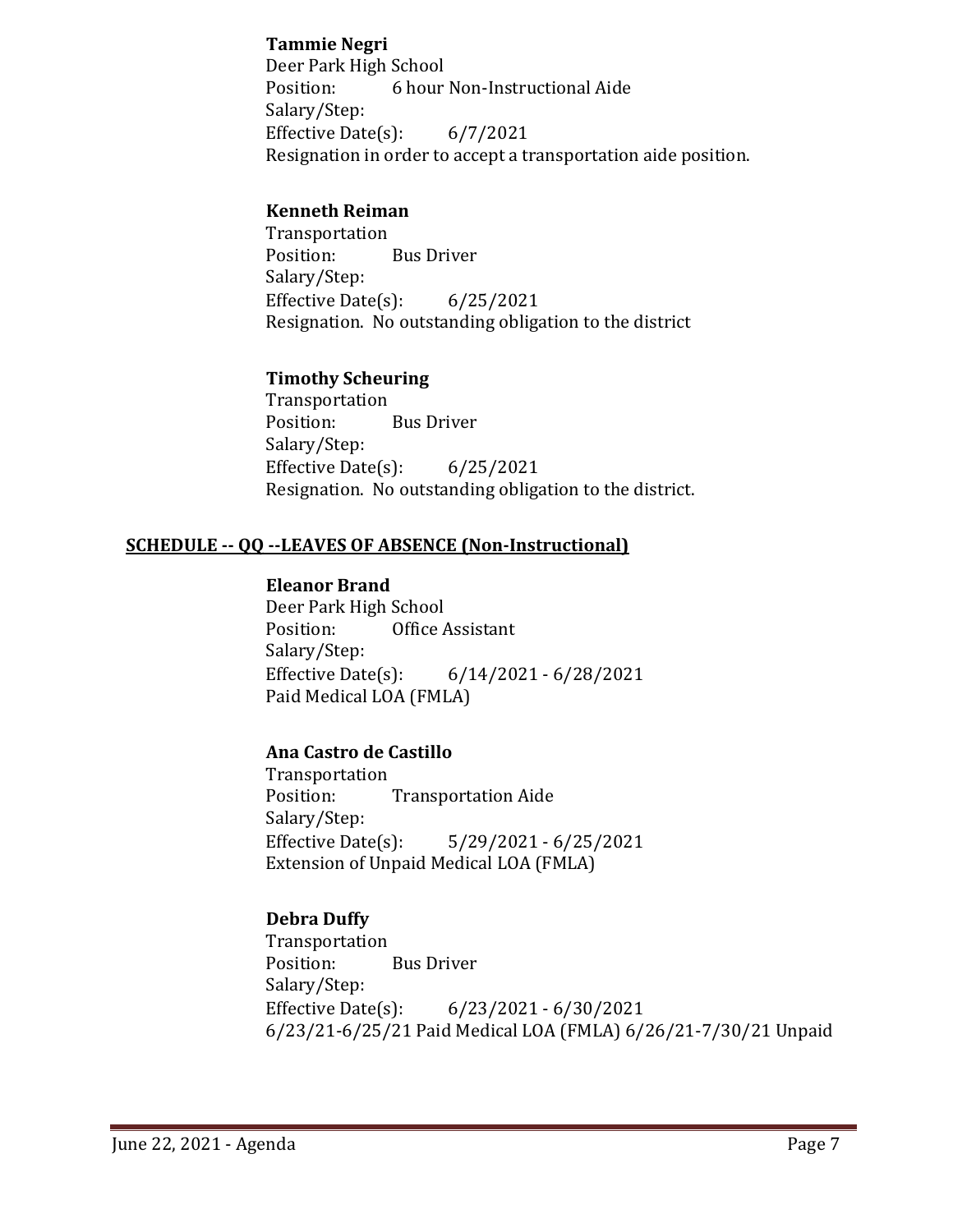**Tammie Negri**
Deer Park High School
Position: 6 hour Non-Instructional Aide
Salary/Step:
Effective Date(s): 6/7/2021
Resignation in order to accept a transportation aide position.

**Kenneth Reiman**
Transportation
Position: Bus Driver
Salary/Step:
Effective Date(s): 6/25/2021
Resignation. No outstanding obligation to the district

**Timothy Scheuring**
Transportation
Position: Bus Driver
Salary/Step:
Effective Date(s): 6/25/2021
Resignation. No outstanding obligation to the district.

## SCHEDULE -- QQ --LEAVES OF ABSENCE (Non-Instructional)

**Eleanor Brand**
Deer Park High School
Position: Office Assistant
Salary/Step:
Effective Date(s): 6/14/2021 - 6/28/2021
Paid Medical LOA (FMLA)

**Ana Castro de Castillo**
Transportation
Position: Transportation Aide
Salary/Step:
Effective Date(s): 5/29/2021 - 6/25/2021
Extension of Unpaid Medical LOA (FMLA)

**Debra Duffy**
Transportation
Position: Bus Driver
Salary/Step:
Effective Date(s): 6/23/2021 - 6/30/2021
6/23/21-6/25/21 Paid Medical LOA (FMLA) 6/26/21-7/30/21 Unpaid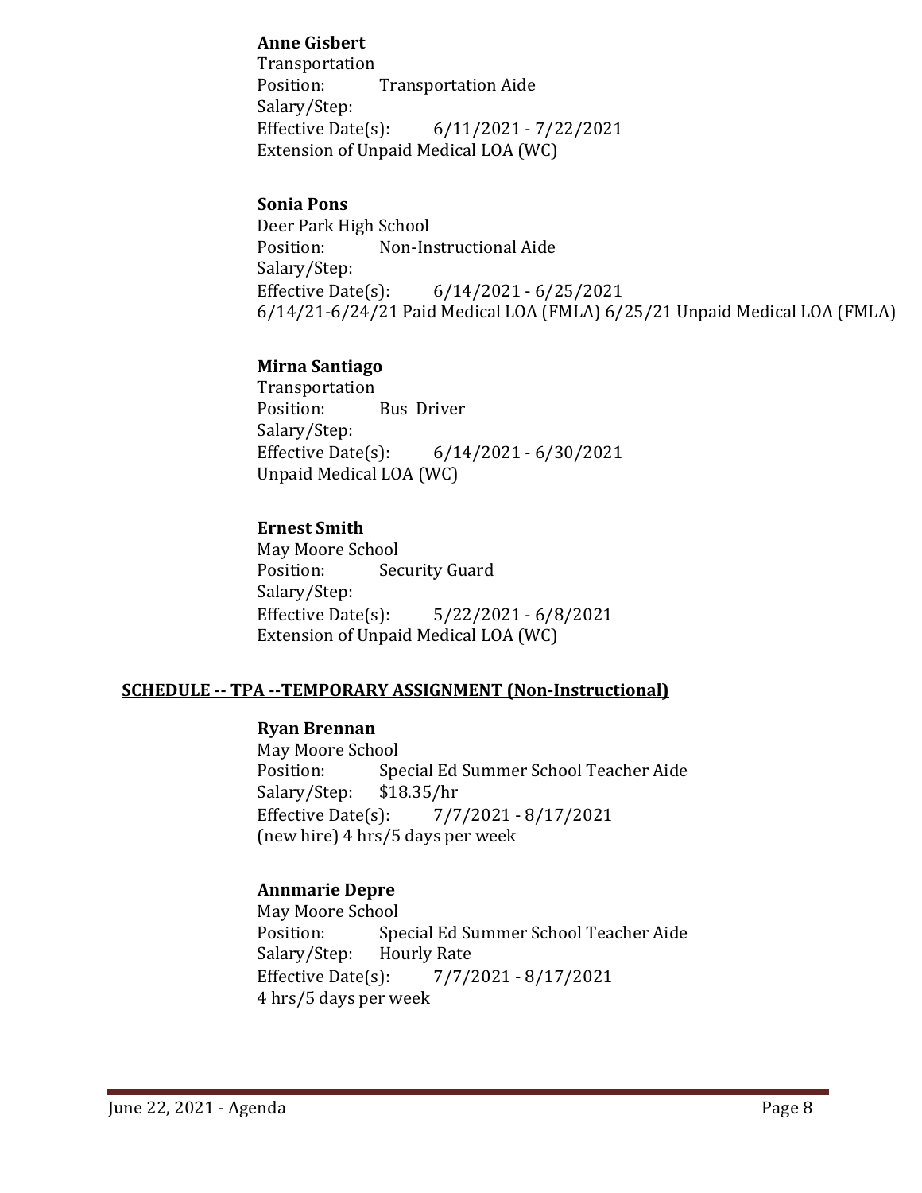**Anne Gisbert**
Transportation
Position: Transportation Aide
Salary/Step:
Effective Date(s): 6/11/2021 - 7/22/2021
Extension of Unpaid Medical LOA (WC)

**Sonia Pons**
Deer Park High School
Position: Non-Instructional Aide
Salary/Step:
Effective Date(s): 6/14/2021 - 6/25/2021
6/14/21-6/24/21 Paid Medical LOA (FMLA) 6/25/21 Unpaid Medical LOA (FMLA)

**Mirna Santiago**
Transportation
Position: Bus Driver
Salary/Step:
Effective Date(s): 6/14/2021 - 6/30/2021
Unpaid Medical LOA (WC)

**Ernest Smith**
May Moore School
Position: Security Guard
Salary/Step:
Effective Date(s): 5/22/2021 - 6/8/2021
Extension of Unpaid Medical LOA (WC)

## SCHEDULE -- TPA --TEMPORARY ASSIGNMENT (Non-Instructional)

**Ryan Brennan**
May Moore School
Position: Special Ed Summer School Teacher Aide
Salary/Step: $18.35/hr
Effective Date(s): 7/7/2021 - 8/17/2021
(new hire) 4 hrs/5 days per week

**Annmarie Depre**
May Moore School
Position: Special Ed Summer School Teacher Aide
Salary/Step: Hourly Rate
Effective Date(s): 7/7/2021 - 8/17/2021
4 hrs/5 days per week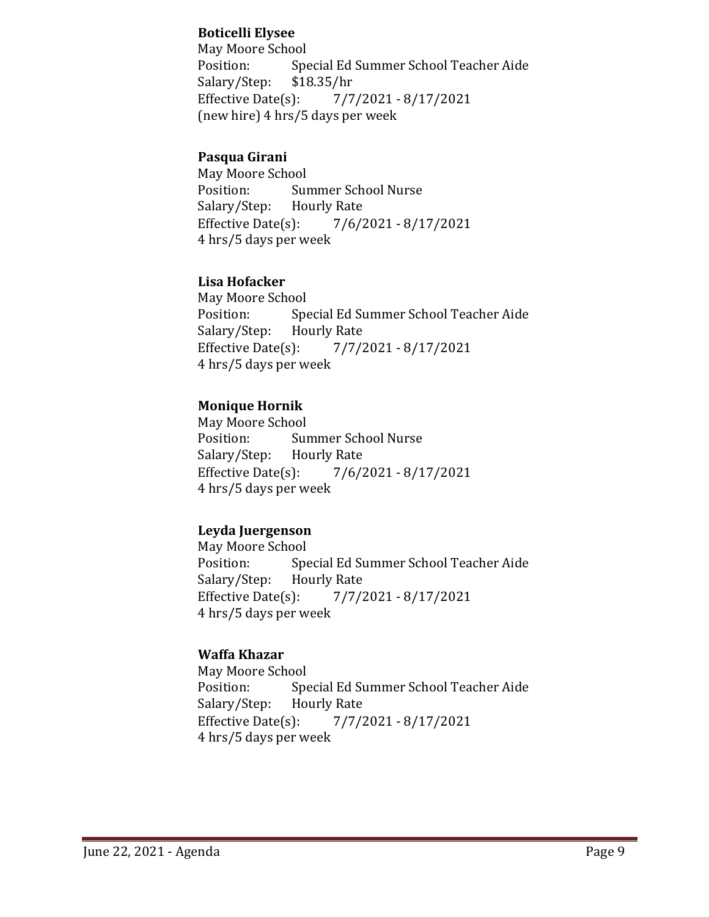**Boticelli Elysee**
May Moore School
Position: Special Ed Summer School Teacher Aide
Salary/Step: $18.35/hr
Effective Date(s): 7/7/2021 - 8/17/2021
(new hire) 4 hrs/5 days per week

**Pasqua Girani**
May Moore School
Position: Summer School Nurse
Salary/Step: Hourly Rate
Effective Date(s): 7/6/2021 - 8/17/2021
4 hrs/5 days per week

**Lisa Hofacker**
May Moore School
Position: Special Ed Summer School Teacher Aide
Salary/Step: Hourly Rate
Effective Date(s): 7/7/2021 - 8/17/2021
4 hrs/5 days per week

**Monique Hornik**
May Moore School
Position: Summer School Nurse
Salary/Step: Hourly Rate
Effective Date(s): 7/6/2021 - 8/17/2021
4 hrs/5 days per week

**Leyda Juergenson**
May Moore School
Position: Special Ed Summer School Teacher Aide
Salary/Step: Hourly Rate
Effective Date(s): 7/7/2021 - 8/17/2021
4 hrs/5 days per week

**Waffa Khazar**
May Moore School
Position: Special Ed Summer School Teacher Aide
Salary/Step: Hourly Rate
Effective Date(s): 7/7/2021 - 8/17/2021
4 hrs/5 days per week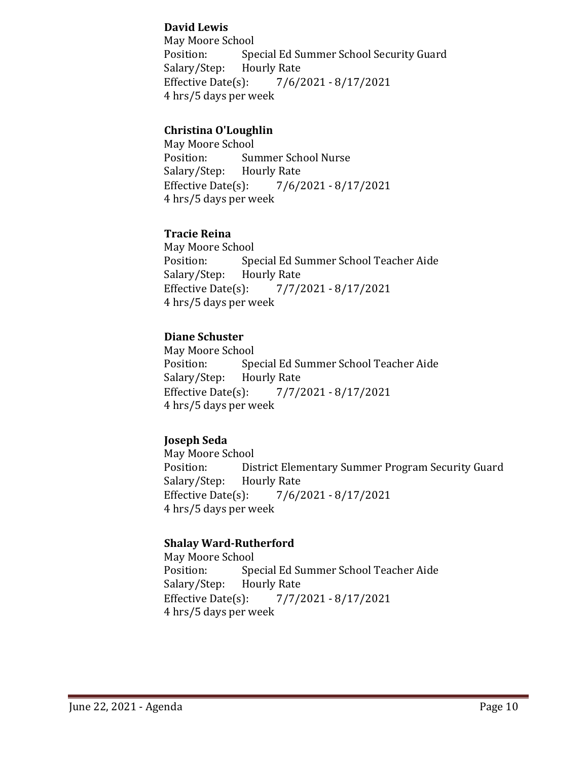**David Lewis**
May Moore School
Position: Special Ed Summer School Security Guard
Salary/Step: Hourly Rate
Effective Date(s): 7/6/2021 - 8/17/2021
4 hrs/5 days per week

**Christina O'Loughlin**
May Moore School
Position: Summer School Nurse
Salary/Step: Hourly Rate
Effective Date(s): 7/6/2021 - 8/17/2021
4 hrs/5 days per week

**Tracie Reina**
May Moore School
Position: Special Ed Summer School Teacher Aide
Salary/Step: Hourly Rate
Effective Date(s): 7/7/2021 - 8/17/2021
4 hrs/5 days per week

**Diane Schuster**
May Moore School
Position: Special Ed Summer School Teacher Aide
Salary/Step: Hourly Rate
Effective Date(s): 7/7/2021 - 8/17/2021
4 hrs/5 days per week

**Joseph Seda**
May Moore School
Position: District Elementary Summer Program Security Guard
Salary/Step: Hourly Rate
Effective Date(s): 7/6/2021 - 8/17/2021
4 hrs/5 days per week

**Shalay Ward-Rutherford**
May Moore School
Position: Special Ed Summer School Teacher Aide
Salary/Step: Hourly Rate
Effective Date(s): 7/7/2021 - 8/17/2021
4 hrs/5 days per week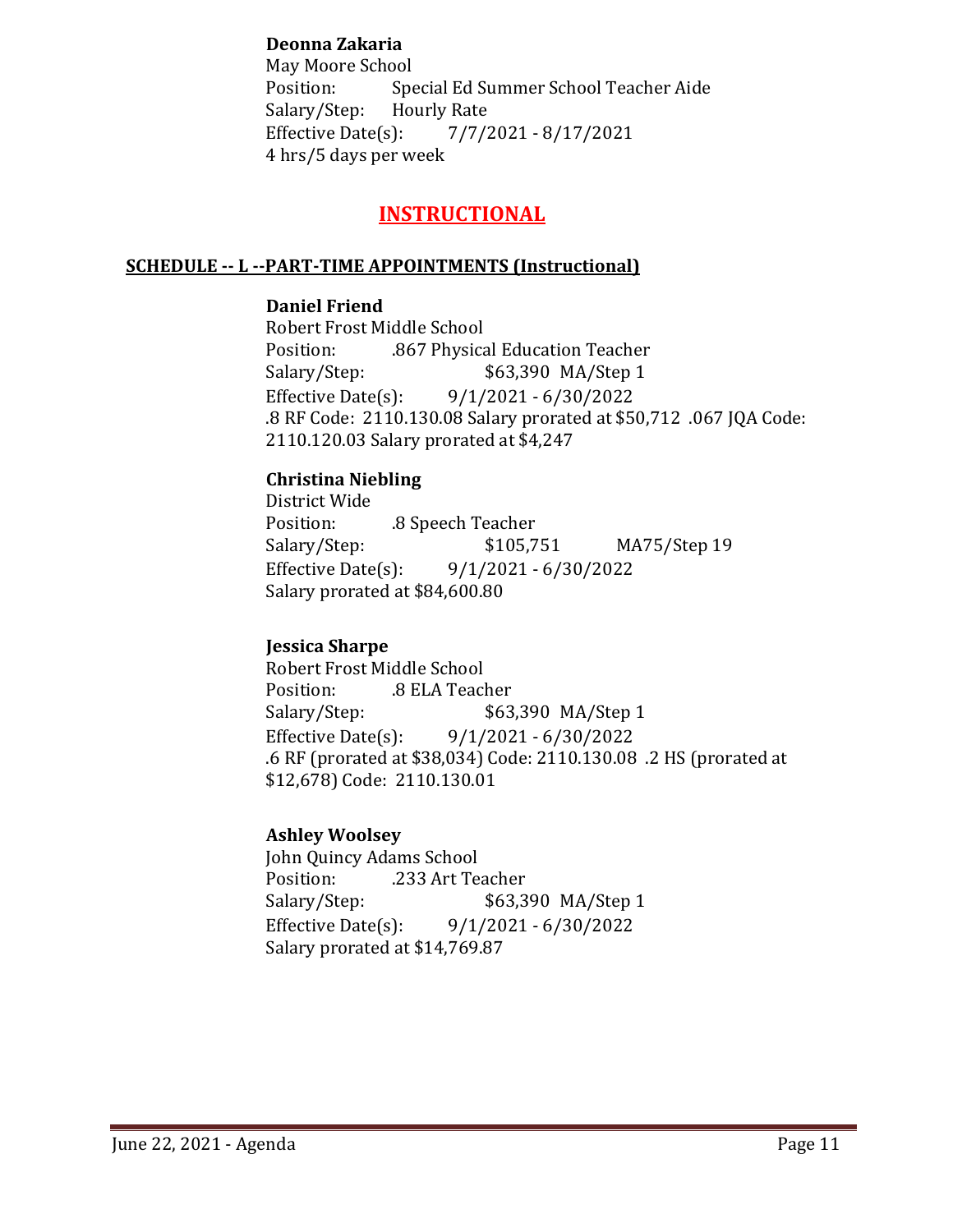**Deonna Zakaria**
May Moore School
Position: Special Ed Summer School Teacher Aide
Salary/Step: Hourly Rate
Effective Date(s): 7/7/2021 - 8/17/2021
4 hrs/5 days per week

## INSTRUCTIONAL

### SCHEDULE -- L --PART-TIME APPOINTMENTS (Instructional)

**Daniel Friend**
Robert Frost Middle School
Position: .867 Physical Education Teacher
Salary/Step: $63,390 MA/Step 1
Effective Date(s): 9/1/2021 - 6/30/2022
.8 RF Code: 2110.130.08 Salary prorated at $50,712 .067 JQA Code: 2110.120.03 Salary prorated at $4,247

**Christina Niebling**
District Wide
Position: .8 Speech Teacher
Salary/Step: $105,751 MA75/Step 19
Effective Date(s): 9/1/2021 - 6/30/2022
Salary prorated at $84,600.80

**Jessica Sharpe**
Robert Frost Middle School
Position: .8 ELA Teacher
Salary/Step: $63,390 MA/Step 1
Effective Date(s): 9/1/2021 - 6/30/2022
.6 RF (prorated at $38,034) Code: 2110.130.08 .2 HS (prorated at $12,678) Code: 2110.130.01

**Ashley Woolsey**
John Quincy Adams School
Position: .233 Art Teacher
Salary/Step: $63,390 MA/Step 1
Effective Date(s): 9/1/2021 - 6/30/2022
Salary prorated at $14,769.87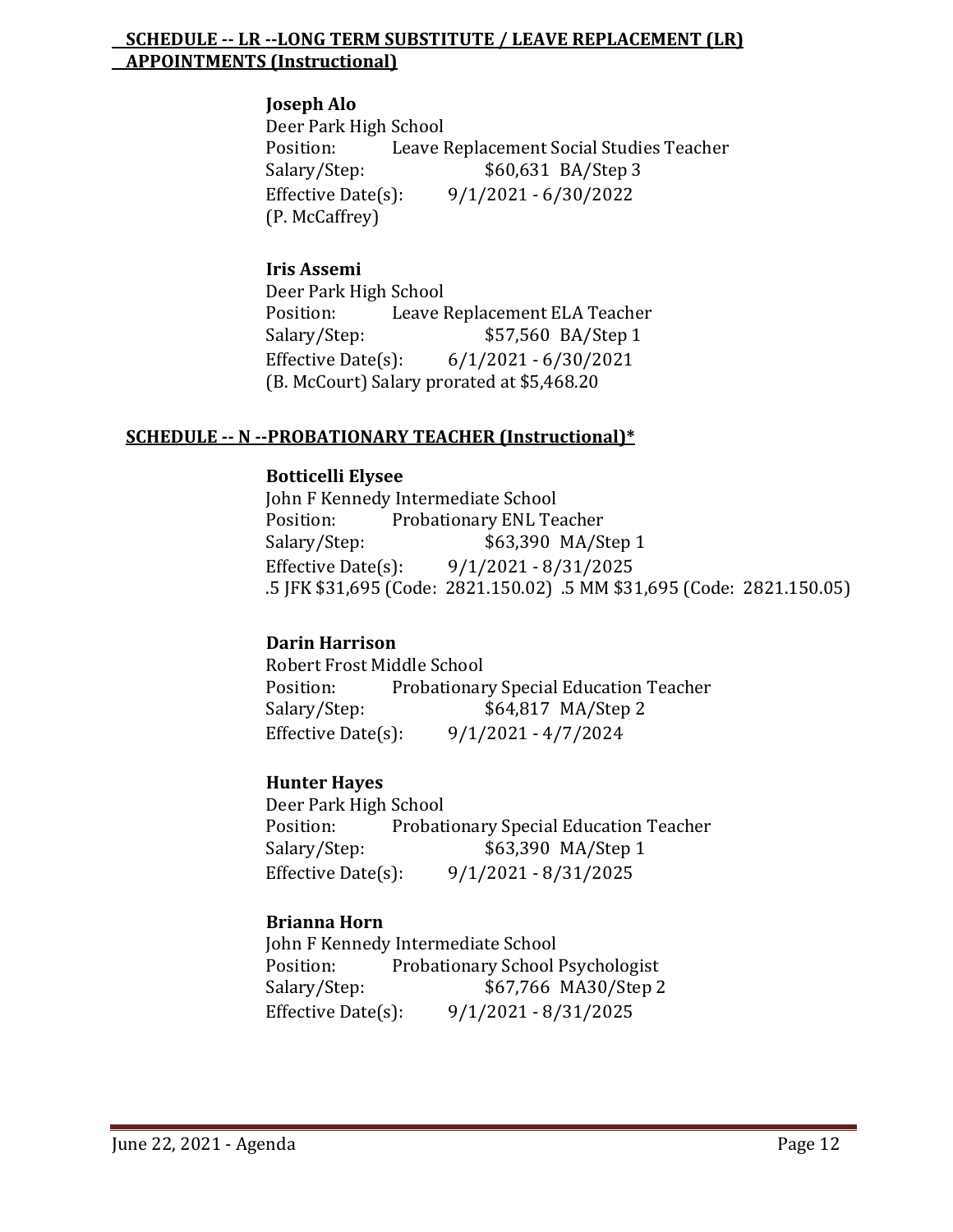**SCHEDULE -- LR --LONG TERM SUBSTITUTE / LEAVE REPLACEMENT (LR) APPOINTMENTS (Instructional)**

**Joseph Alo**
Deer Park High School
Position: Leave Replacement Social Studies Teacher
Salary/Step: $60,631 BA/Step 3
Effective Date(s): 9/1/2021 - 6/30/2022
(P. McCaffrey)

**Iris Assemi**
Deer Park High School
Position: Leave Replacement ELA Teacher
Salary/Step: $57,560 BA/Step 1
Effective Date(s): 6/1/2021 - 6/30/2021
(B. McCourt) Salary prorated at $5,468.20

**SCHEDULE -- N --PROBATIONARY TEACHER (Instructional)***

**Botticelli Elysee**
John F Kennedy Intermediate School
Position: Probationary ENL Teacher
Salary/Step: $63,390 MA/Step 1
Effective Date(s): 9/1/2021 - 8/31/2025
.5 JFK $31,695 (Code: 2821.150.02) .5 MM $31,695 (Code: 2821.150.05)

**Darin Harrison**
Robert Frost Middle School
Position: Probationary Special Education Teacher
Salary/Step: $64,817 MA/Step 2
Effective Date(s): 9/1/2021 - 4/7/2024

**Hunter Hayes**
Deer Park High School
Position: Probationary Special Education Teacher
Salary/Step: $63,390 MA/Step 1
Effective Date(s): 9/1/2021 - 8/31/2025

**Brianna Horn**
John F Kennedy Intermediate School
Position: Probationary School Psychologist
Salary/Step: $67,766 MA30/Step 2
Effective Date(s): 9/1/2021 - 8/31/2025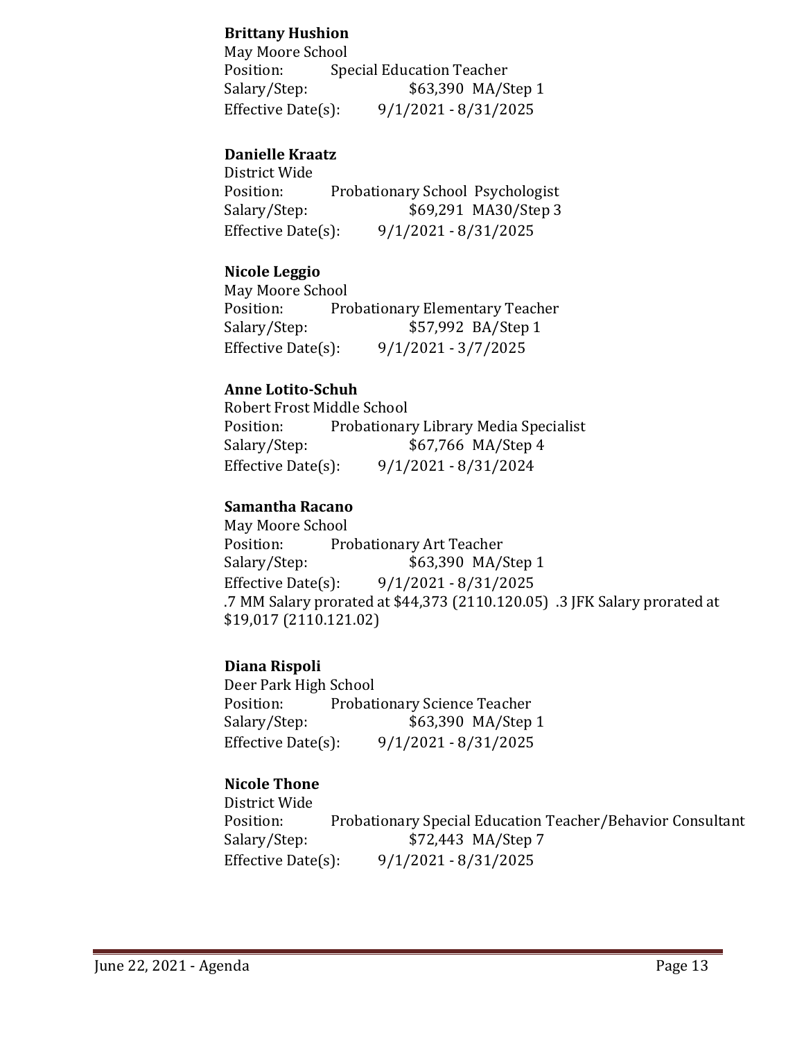**Brittany Hushion**
May Moore School
Position: Special Education Teacher
Salary/Step: $63,390 MA/Step 1
Effective Date(s): 9/1/2021 - 8/31/2025

**Danielle Kraatz**
District Wide
Position: Probationary School Psychologist
Salary/Step: $69,291 MA30/Step 3
Effective Date(s): 9/1/2021 - 8/31/2025

**Nicole Leggio**
May Moore School
Position: Probationary Elementary Teacher
Salary/Step: $57,992 BA/Step 1
Effective Date(s): 9/1/2021 - 3/7/2025

**Anne Lotito-Schuh**
Robert Frost Middle School
Position: Probationary Library Media Specialist
Salary/Step: $67,766 MA/Step 4
Effective Date(s): 9/1/2021 - 8/31/2024

**Samantha Racano**
May Moore School
Position: Probationary Art Teacher
Salary/Step: $63,390 MA/Step 1
Effective Date(s): 9/1/2021 - 8/31/2025
.7 MM Salary prorated at $44,373 (2110.120.05) .3 JFK Salary prorated at $19,017 (2110.121.02)

**Diana Rispoli**
Deer Park High School
Position: Probationary Science Teacher
Salary/Step: $63,390 MA/Step 1
Effective Date(s): 9/1/2021 - 8/31/2025

**Nicole Thone**
District Wide
Position: Probationary Special Education Teacher/Behavior Consultant
Salary/Step: $72,443 MA/Step 7
Effective Date(s): 9/1/2021 - 8/31/2025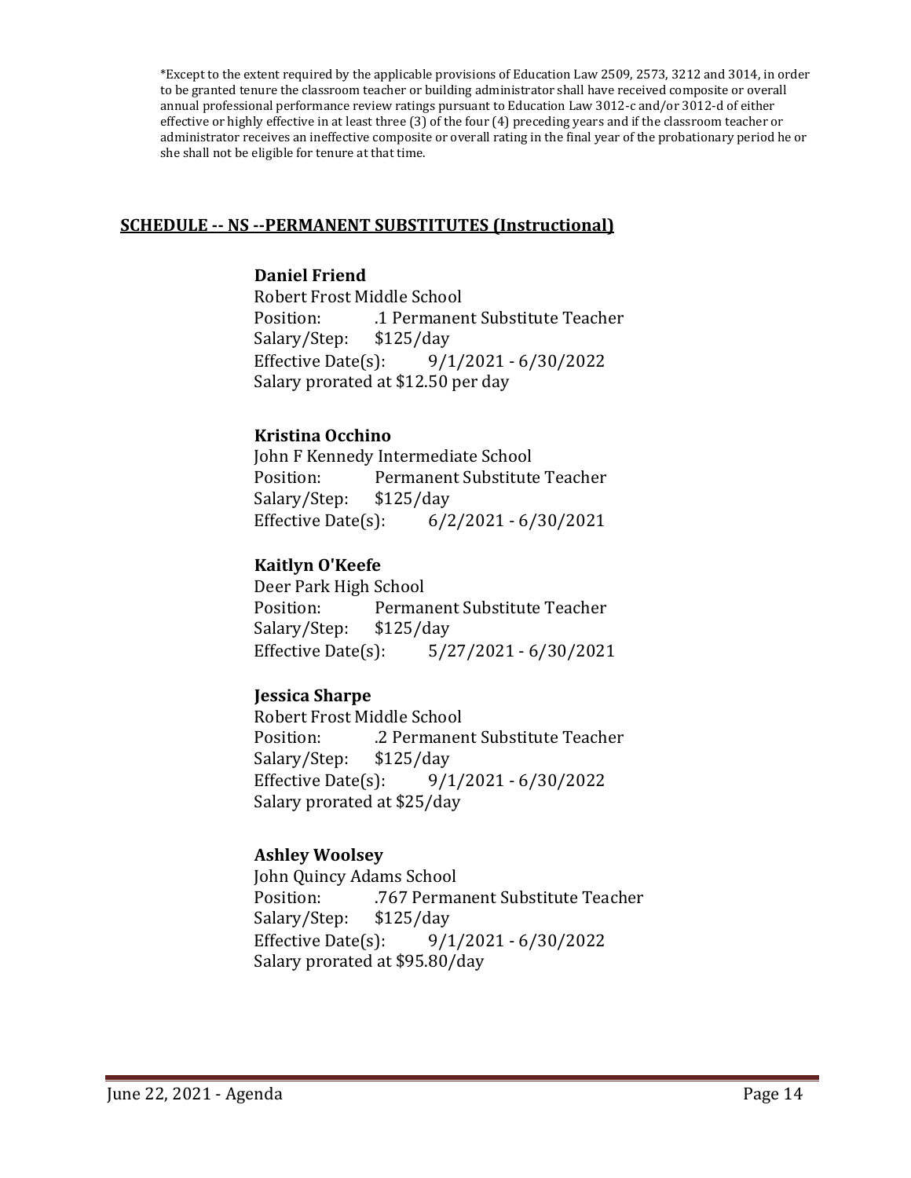*Except to the extent required by the applicable provisions of Education Law 2509, 2573, 3212 and 3014, in order to be granted tenure the classroom teacher or building administrator shall have received composite or overall annual professional performance review ratings pursuant to Education Law 3012-c and/or 3012-d of either effective or highly effective in at least three (3) of the four (4) preceding years and if the classroom teacher or administrator receives an ineffective composite or overall rating in the final year of the probationary period he or she shall not be eligible for tenure at that time.

## SCHEDULE -- NS --PERMANENT SUBSTITUTES (Instructional)

**Daniel Friend**
Robert Frost Middle School
Position: .1 Permanent Substitute Teacher
Salary/Step: $125/day
Effective Date(s): 9/1/2021 - 6/30/2022
Salary prorated at $12.50 per day

**Kristina Occhino**
John F Kennedy Intermediate School
Position: Permanent Substitute Teacher
Salary/Step: $125/day
Effective Date(s): 6/2/2021 - 6/30/2021

**Kaitlyn O'Keefe**
Deer Park High School
Position: Permanent Substitute Teacher
Salary/Step: $125/day
Effective Date(s): 5/27/2021 - 6/30/2021

**Jessica Sharpe**
Robert Frost Middle School
Position: .2 Permanent Substitute Teacher
Salary/Step: $125/day
Effective Date(s): 9/1/2021 - 6/30/2022
Salary prorated at $25/day

**Ashley Woolsey**
John Quincy Adams School
Position: .767 Permanent Substitute Teacher
Salary/Step: $125/day
Effective Date(s): 9/1/2021 - 6/30/2022
Salary prorated at $95.80/day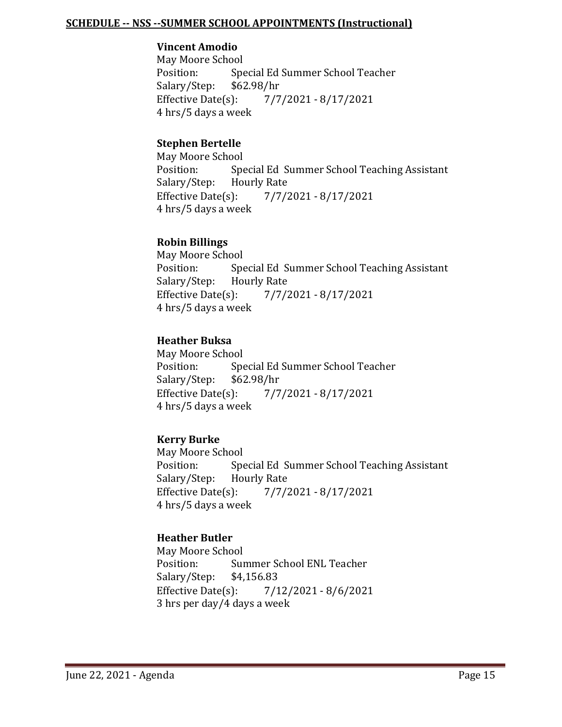**SCHEDULE -- NSS --SUMMER SCHOOL APPOINTMENTS (Instructional)**

**Vincent Amodio**
May Moore School
Position: Special Ed Summer School Teacher
Salary/Step: $62.98/hr
Effective Date(s): 7/7/2021 - 8/17/2021
4 hrs/5 days a week

**Stephen Bertelle**
May Moore School
Position: Special Ed Summer School Teaching Assistant
Salary/Step: Hourly Rate
Effective Date(s): 7/7/2021 - 8/17/2021
4 hrs/5 days a week

**Robin Billings**
May Moore School
Position: Special Ed Summer School Teaching Assistant
Salary/Step: Hourly Rate
Effective Date(s): 7/7/2021 - 8/17/2021
4 hrs/5 days a week

**Heather Buksa**
May Moore School
Position: Special Ed Summer School Teacher
Salary/Step: $62.98/hr
Effective Date(s): 7/7/2021 - 8/17/2021
4 hrs/5 days a week

**Kerry Burke**
May Moore School
Position: Special Ed Summer School Teaching Assistant
Salary/Step: Hourly Rate
Effective Date(s): 7/7/2021 - 8/17/2021
4 hrs/5 days a week

**Heather Butler**
May Moore School
Position: Summer School ENL Teacher
Salary/Step: $4,156.83
Effective Date(s): 7/12/2021 - 8/6/2021
3 hrs per day/4 days a week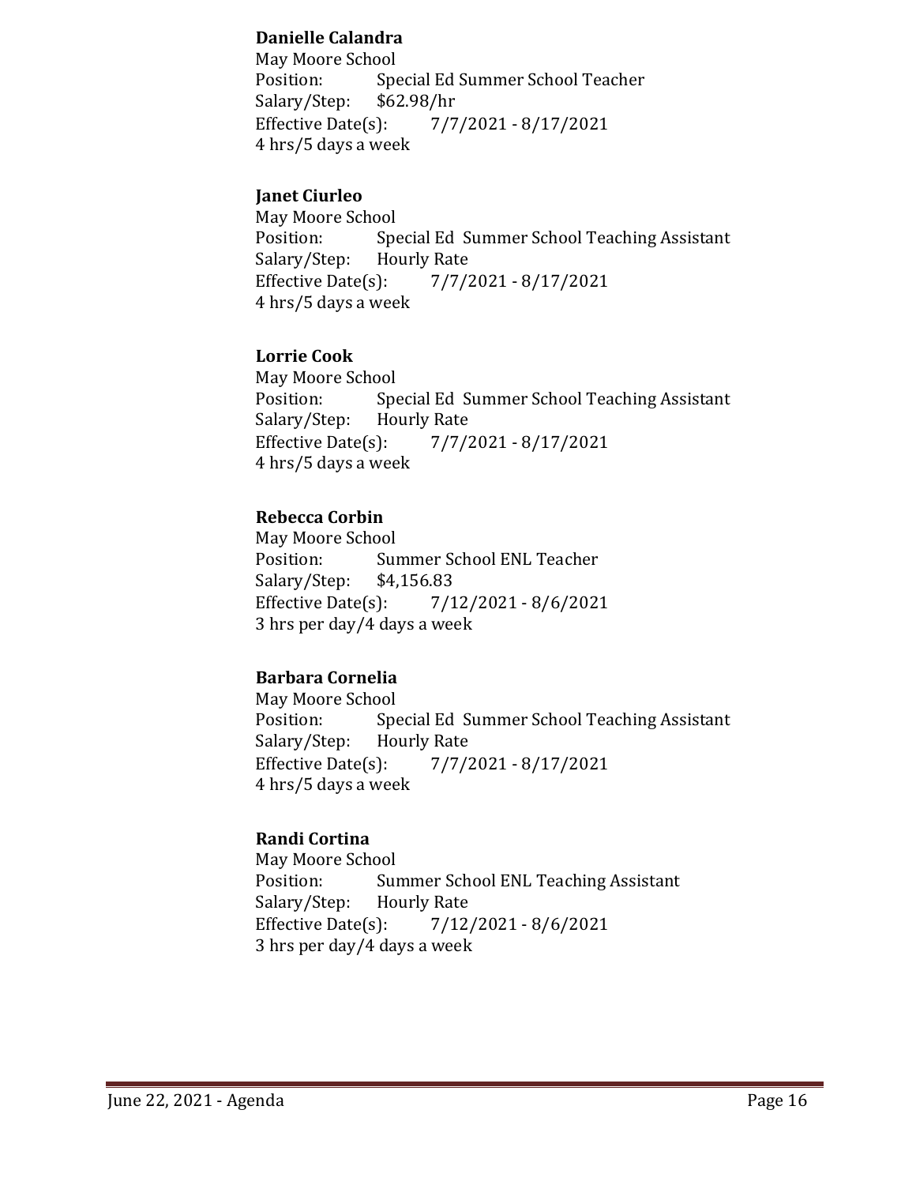**Danielle Calandra**
May Moore School
Position: Special Ed Summer School Teacher
Salary/Step: $62.98/hr
Effective Date(s): 7/7/2021 - 8/17/2021
4 hrs/5 days a week

**Janet Ciurleo**
May Moore School
Position: Special Ed Summer School Teaching Assistant
Salary/Step: Hourly Rate
Effective Date(s): 7/7/2021 - 8/17/2021
4 hrs/5 days a week

**Lorrie Cook**
May Moore School
Position: Special Ed Summer School Teaching Assistant
Salary/Step: Hourly Rate
Effective Date(s): 7/7/2021 - 8/17/2021
4 hrs/5 days a week

**Rebecca Corbin**
May Moore School
Position: Summer School ENL Teacher
Salary/Step: $4,156.83
Effective Date(s): 7/12/2021 - 8/6/2021
3 hrs per day/4 days a week

**Barbara Cornelia**
May Moore School
Position: Special Ed Summer School Teaching Assistant
Salary/Step: Hourly Rate
Effective Date(s): 7/7/2021 - 8/17/2021
4 hrs/5 days a week

**Randi Cortina**
May Moore School
Position: Summer School ENL Teaching Assistant
Salary/Step: Hourly Rate
Effective Date(s): 7/12/2021 - 8/6/2021
3 hrs per day/4 days a week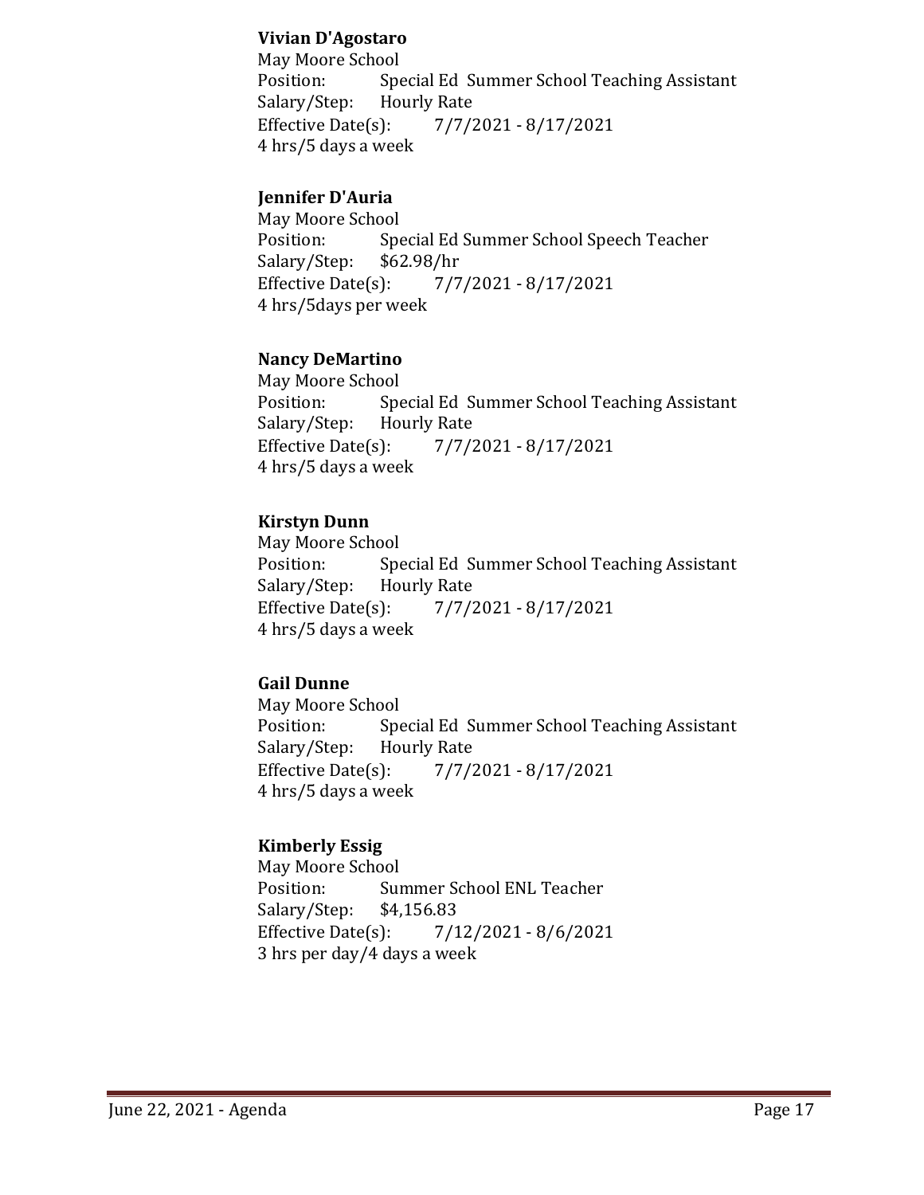**Vivian D'Agostaro**
May Moore School
Position: Special Ed Summer School Teaching Assistant
Salary/Step: Hourly Rate
Effective Date(s): 7/7/2021 - 8/17/2021
4 hrs/5 days a week

**Jennifer D'Auria**
May Moore School
Position: Special Ed Summer School Speech Teacher
Salary/Step: $62.98/hr
Effective Date(s): 7/7/2021 - 8/17/2021
4 hrs/5days per week

**Nancy DeMartino**
May Moore School
Position: Special Ed Summer School Teaching Assistant
Salary/Step: Hourly Rate
Effective Date(s): 7/7/2021 - 8/17/2021
4 hrs/5 days a week

**Kirstyn Dunn**
May Moore School
Position: Special Ed Summer School Teaching Assistant
Salary/Step: Hourly Rate
Effective Date(s): 7/7/2021 - 8/17/2021
4 hrs/5 days a week

**Gail Dunne**
May Moore School
Position: Special Ed Summer School Teaching Assistant
Salary/Step: Hourly Rate
Effective Date(s): 7/7/2021 - 8/17/2021
4 hrs/5 days a week

**Kimberly Essig**
May Moore School
Position: Summer School ENL Teacher
Salary/Step: $4,156.83
Effective Date(s): 7/12/2021 - 8/6/2021
3 hrs per day/4 days a week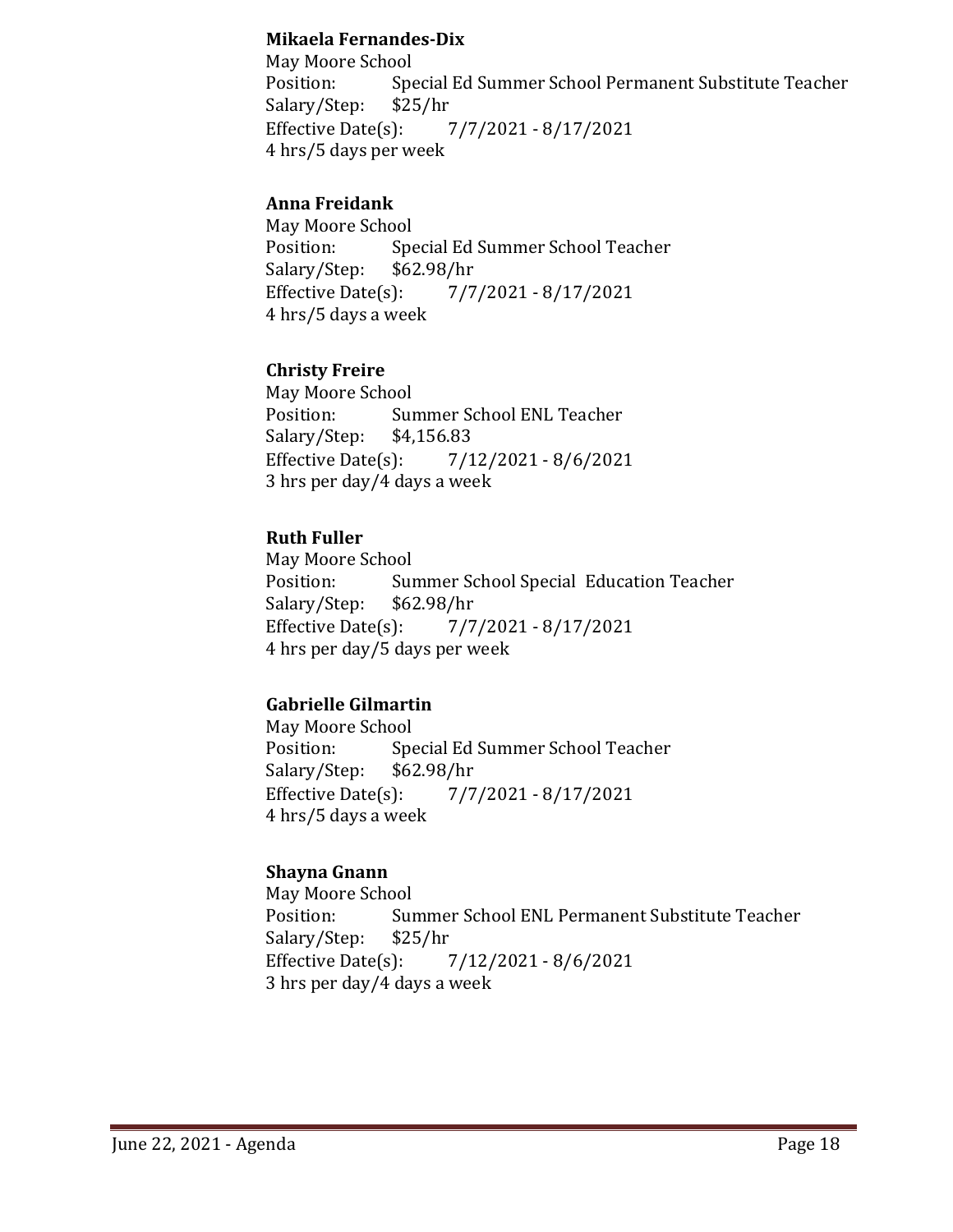**Mikaela Fernandes-Dix**
May Moore School
Position: Special Ed Summer School Permanent Substitute Teacher
Salary/Step: $25/hr
Effective Date(s): 7/7/2021 - 8/17/2021
4 hrs/5 days per week

**Anna Freidank**
May Moore School
Position: Special Ed Summer School Teacher
Salary/Step: $62.98/hr
Effective Date(s): 7/7/2021 - 8/17/2021
4 hrs/5 days a week

**Christy Freire**
May Moore School
Position: Summer School ENL Teacher
Salary/Step: $4,156.83
Effective Date(s): 7/12/2021 - 8/6/2021
3 hrs per day/4 days a week

**Ruth Fuller**
May Moore School
Position: Summer School Special Education Teacher
Salary/Step: $62.98/hr
Effective Date(s): 7/7/2021 - 8/17/2021
4 hrs per day/5 days per week

**Gabrielle Gilmartin**
May Moore School
Position: Special Ed Summer School Teacher
Salary/Step: $62.98/hr
Effective Date(s): 7/7/2021 - 8/17/2021
4 hrs/5 days a week

**Shayna Gnann**
May Moore School
Position: Summer School ENL Permanent Substitute Teacher
Salary/Step: $25/hr
Effective Date(s): 7/12/2021 - 8/6/2021
3 hrs per day/4 days a week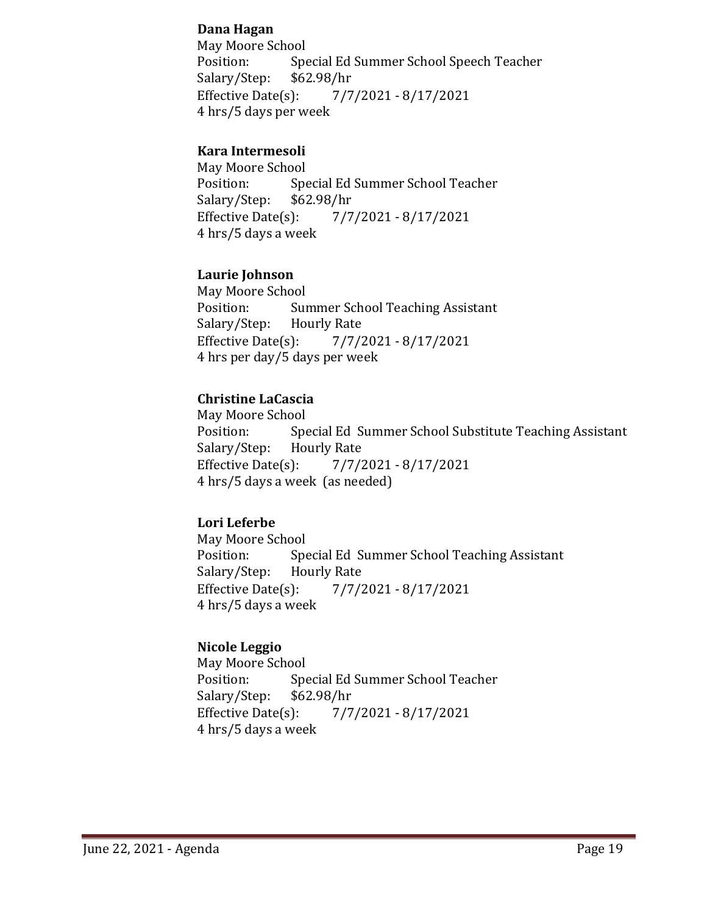**Dana Hagan**
May Moore School
Position: Special Ed Summer School Speech Teacher
Salary/Step: $62.98/hr
Effective Date(s): 7/7/2021 - 8/17/2021
4 hrs/5 days per week

**Kara Intermesoli**
May Moore School
Position: Special Ed Summer School Teacher
Salary/Step: $62.98/hr
Effective Date(s): 7/7/2021 - 8/17/2021
4 hrs/5 days a week

**Laurie Johnson**
May Moore School
Position: Summer School Teaching Assistant
Salary/Step: Hourly Rate
Effective Date(s): 7/7/2021 - 8/17/2021
4 hrs per day/5 days per week

**Christine LaCascia**
May Moore School
Position: Special Ed Summer School Substitute Teaching Assistant
Salary/Step: Hourly Rate
Effective Date(s): 7/7/2021 - 8/17/2021
4 hrs/5 days a week (as needed)

**Lori Leferbe**
May Moore School
Position: Special Ed Summer School Teaching Assistant
Salary/Step: Hourly Rate
Effective Date(s): 7/7/2021 - 8/17/2021
4 hrs/5 days a week

**Nicole Leggio**
May Moore School
Position: Special Ed Summer School Teacher
Salary/Step: $62.98/hr
Effective Date(s): 7/7/2021 - 8/17/2021
4 hrs/5 days a week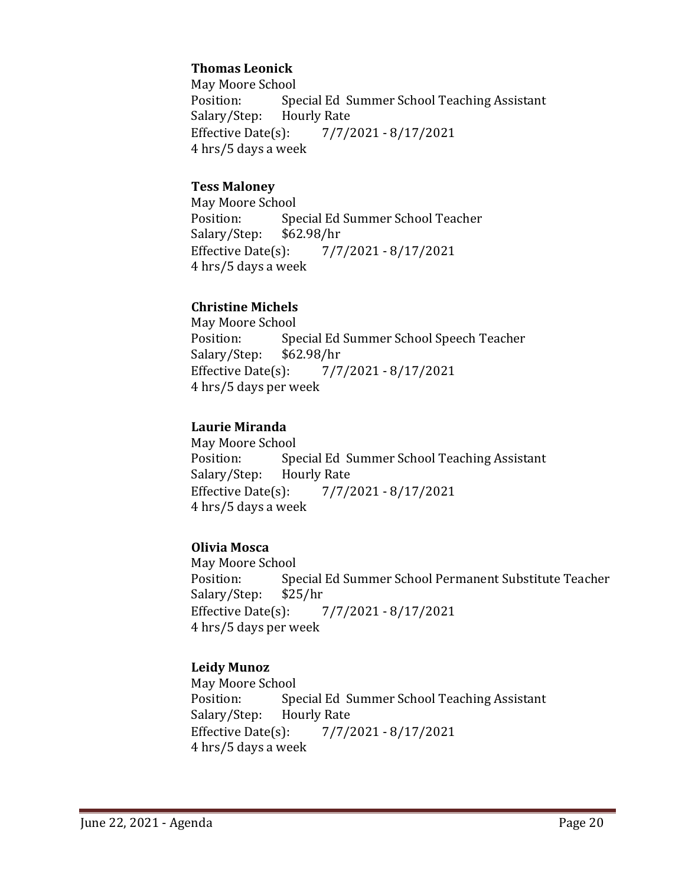**Thomas Leonick**
May Moore School
Position: Special Ed Summer School Teaching Assistant
Salary/Step: Hourly Rate
Effective Date(s): 7/7/2021 - 8/17/2021
4 hrs/5 days a week

**Tess Maloney**
May Moore School
Position: Special Ed Summer School Teacher
Salary/Step: $62.98/hr
Effective Date(s): 7/7/2021 - 8/17/2021
4 hrs/5 days a week

**Christine Michels**
May Moore School
Position: Special Ed Summer School Speech Teacher
Salary/Step: $62.98/hr
Effective Date(s): 7/7/2021 - 8/17/2021
4 hrs/5 days per week

**Laurie Miranda**
May Moore School
Position: Special Ed Summer School Teaching Assistant
Salary/Step: Hourly Rate
Effective Date(s): 7/7/2021 - 8/17/2021
4 hrs/5 days a week

**Olivia Mosca**
May Moore School
Position: Special Ed Summer School Permanent Substitute Teacher
Salary/Step: $25/hr
Effective Date(s): 7/7/2021 - 8/17/2021
4 hrs/5 days per week

**Leidy Munoz**
May Moore School
Position: Special Ed Summer School Teaching Assistant
Salary/Step: Hourly Rate
Effective Date(s): 7/7/2021 - 8/17/2021
4 hrs/5 days a week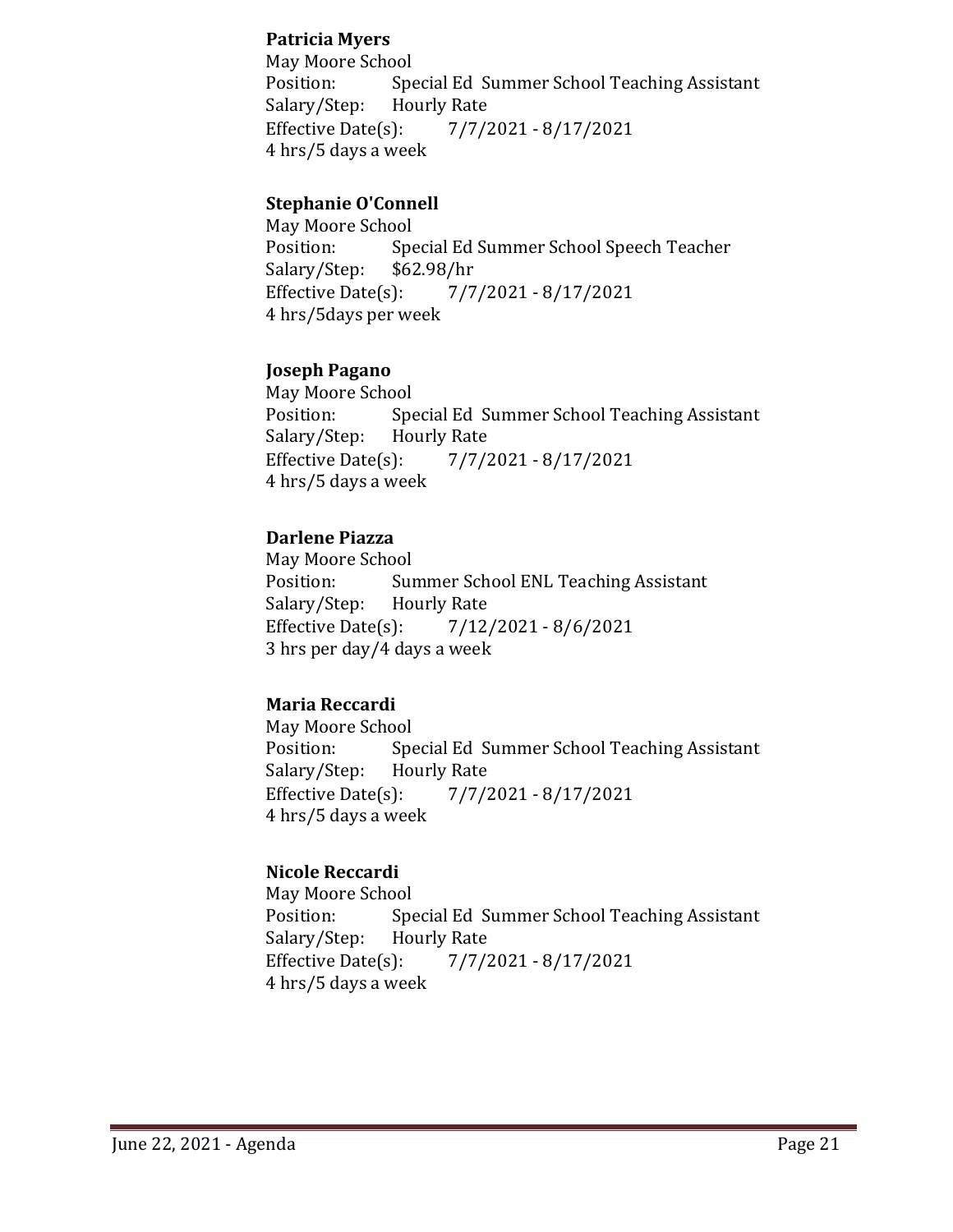**Patricia Myers**
May Moore School
Position: Special Ed Summer School Teaching Assistant
Salary/Step: Hourly Rate
Effective Date(s): 7/7/2021 - 8/17/2021
4 hrs/5 days a week

**Stephanie O'Connell**
May Moore School
Position: Special Ed Summer School Speech Teacher
Salary/Step: $62.98/hr
Effective Date(s): 7/7/2021 - 8/17/2021
4 hrs/5days per week

**Joseph Pagano**
May Moore School
Position: Special Ed Summer School Teaching Assistant
Salary/Step: Hourly Rate
Effective Date(s): 7/7/2021 - 8/17/2021
4 hrs/5 days a week

**Darlene Piazza**
May Moore School
Position: Summer School ENL Teaching Assistant
Salary/Step: Hourly Rate
Effective Date(s): 7/12/2021 - 8/6/2021
3 hrs per day/4 days a week

**Maria Reccardi**
May Moore School
Position: Special Ed Summer School Teaching Assistant
Salary/Step: Hourly Rate
Effective Date(s): 7/7/2021 - 8/17/2021
4 hrs/5 days a week

**Nicole Reccardi**
May Moore School
Position: Special Ed Summer School Teaching Assistant
Salary/Step: Hourly Rate
Effective Date(s): 7/7/2021 - 8/17/2021
4 hrs/5 days a week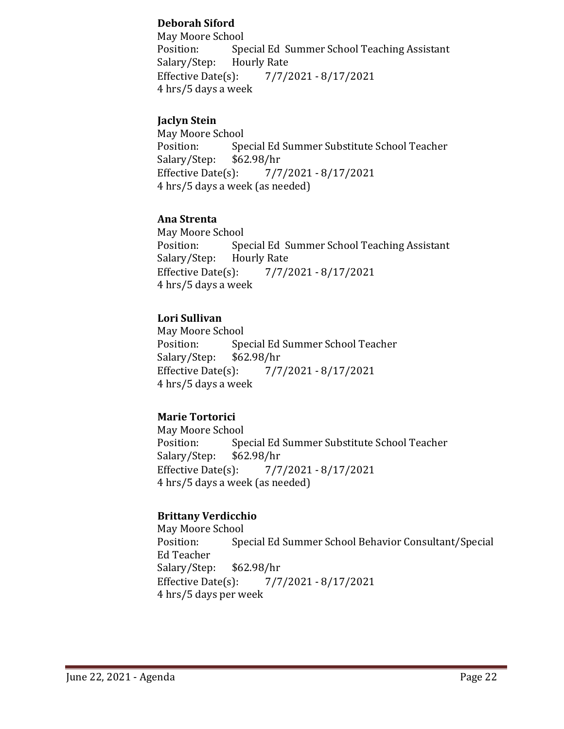**Deborah Siford**
May Moore School
Position: Special Ed Summer School Teaching Assistant
Salary/Step: Hourly Rate
Effective Date(s): 7/7/2021 - 8/17/2021
4 hrs/5 days a week

**Jaclyn Stein**
May Moore School
Position: Special Ed Summer Substitute School Teacher
Salary/Step: $62.98/hr
Effective Date(s): 7/7/2021 - 8/17/2021
4 hrs/5 days a week (as needed)

**Ana Strenta**
May Moore School
Position: Special Ed Summer School Teaching Assistant
Salary/Step: Hourly Rate
Effective Date(s): 7/7/2021 - 8/17/2021
4 hrs/5 days a week

**Lori Sullivan**
May Moore School
Position: Special Ed Summer School Teacher
Salary/Step: $62.98/hr
Effective Date(s): 7/7/2021 - 8/17/2021
4 hrs/5 days a week

**Marie Tortorici**
May Moore School
Position: Special Ed Summer Substitute School Teacher
Salary/Step: $62.98/hr
Effective Date(s): 7/7/2021 - 8/17/2021
4 hrs/5 days a week (as needed)

**Brittany Verdicchio**
May Moore School
Position: Special Ed Summer School Behavior Consultant/Special Ed Teacher
Salary/Step: $62.98/hr
Effective Date(s): 7/7/2021 - 8/17/2021
4 hrs/5 days per week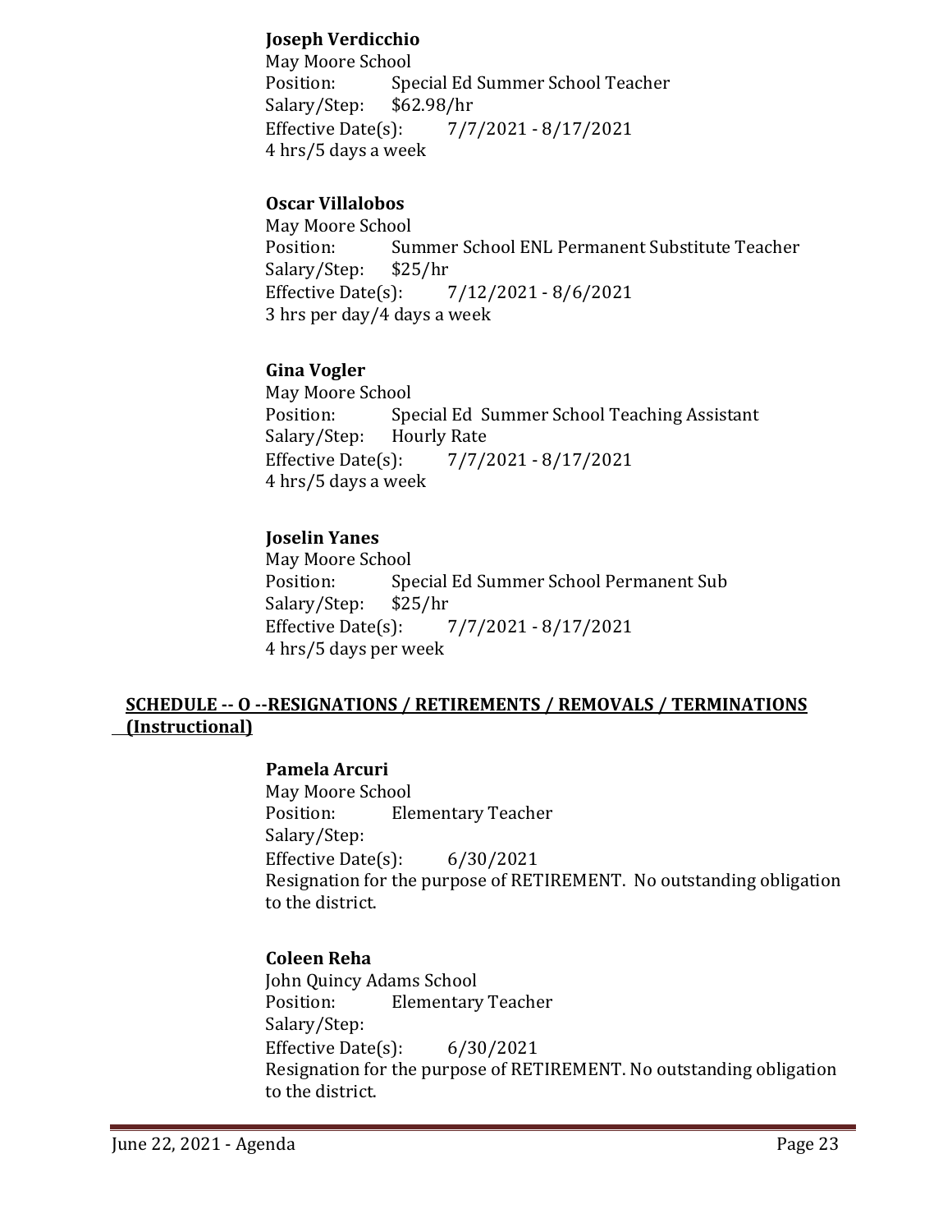**Joseph Verdicchio**
May Moore School
Position: Special Ed Summer School Teacher
Salary/Step: $62.98/hr
Effective Date(s): 7/7/2021 - 8/17/2021
4 hrs/5 days a week

**Oscar Villalobos**
May Moore School
Position: Summer School ENL Permanent Substitute Teacher
Salary/Step: $25/hr
Effective Date(s): 7/12/2021 - 8/6/2021
3 hrs per day/4 days a week

**Gina Vogler**
May Moore School
Position: Special Ed Summer School Teaching Assistant
Salary/Step: Hourly Rate
Effective Date(s): 7/7/2021 - 8/17/2021
4 hrs/5 days a week

**Joselin Yanes**
May Moore School
Position: Special Ed Summer School Permanent Sub
Salary/Step: $25/hr
Effective Date(s): 7/7/2021 - 8/17/2021
4 hrs/5 days per week

## SCHEDULE -- O --RESIGNATIONS / RETIREMENTS / REMOVALS / TERMINATIONS (Instructional)

**Pamela Arcuri**
May Moore School
Position: Elementary Teacher
Salary/Step:
Effective Date(s): 6/30/2021
Resignation for the purpose of RETIREMENT. No outstanding obligation to the district.

**Coleen Reha**
John Quincy Adams School
Position: Elementary Teacher
Salary/Step:
Effective Date(s): 6/30/2021
Resignation for the purpose of RETIREMENT. No outstanding obligation to the district.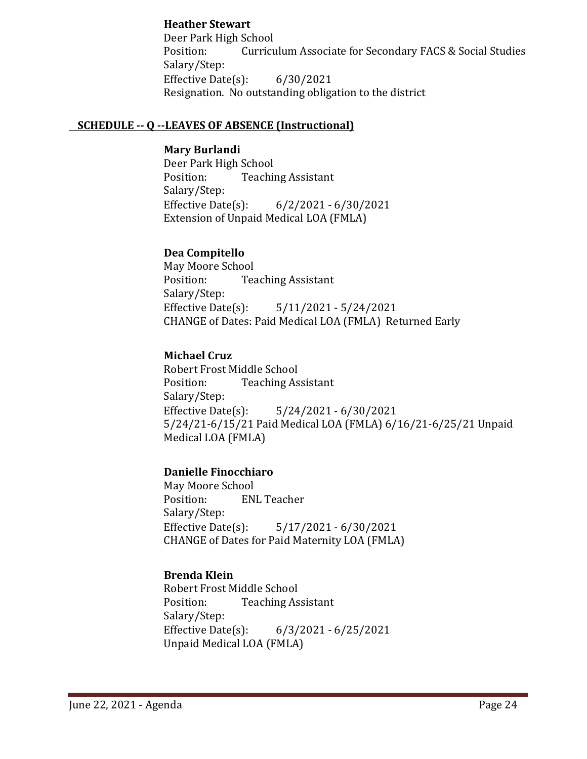**Heather Stewart**
Deer Park High School
Position: Curriculum Associate for Secondary FACS & Social Studies
Salary/Step:
Effective Date(s): 6/30/2021
Resignation. No outstanding obligation to the district

## SCHEDULE -- Q --LEAVES OF ABSENCE (Instructional)

**Mary Burlandi**
Deer Park High School
Position: Teaching Assistant
Salary/Step:
Effective Date(s): 6/2/2021 - 6/30/2021
Extension of Unpaid Medical LOA (FMLA)

**Dea Compitello**
May Moore School
Position: Teaching Assistant
Salary/Step:
Effective Date(s): 5/11/2021 - 5/24/2021
CHANGE of Dates: Paid Medical LOA (FMLA) Returned Early

**Michael Cruz**
Robert Frost Middle School
Position: Teaching Assistant
Salary/Step:
Effective Date(s): 5/24/2021 - 6/30/2021
5/24/21-6/15/21 Paid Medical LOA (FMLA) 6/16/21-6/25/21 Unpaid Medical LOA (FMLA)

**Danielle Finocchiaro**
May Moore School
Position: ENL Teacher
Salary/Step:
Effective Date(s): 5/17/2021 - 6/30/2021
CHANGE of Dates for Paid Maternity LOA (FMLA)

**Brenda Klein**
Robert Frost Middle School
Position: Teaching Assistant
Salary/Step:
Effective Date(s): 6/3/2021 - 6/25/2021
Unpaid Medical LOA (FMLA)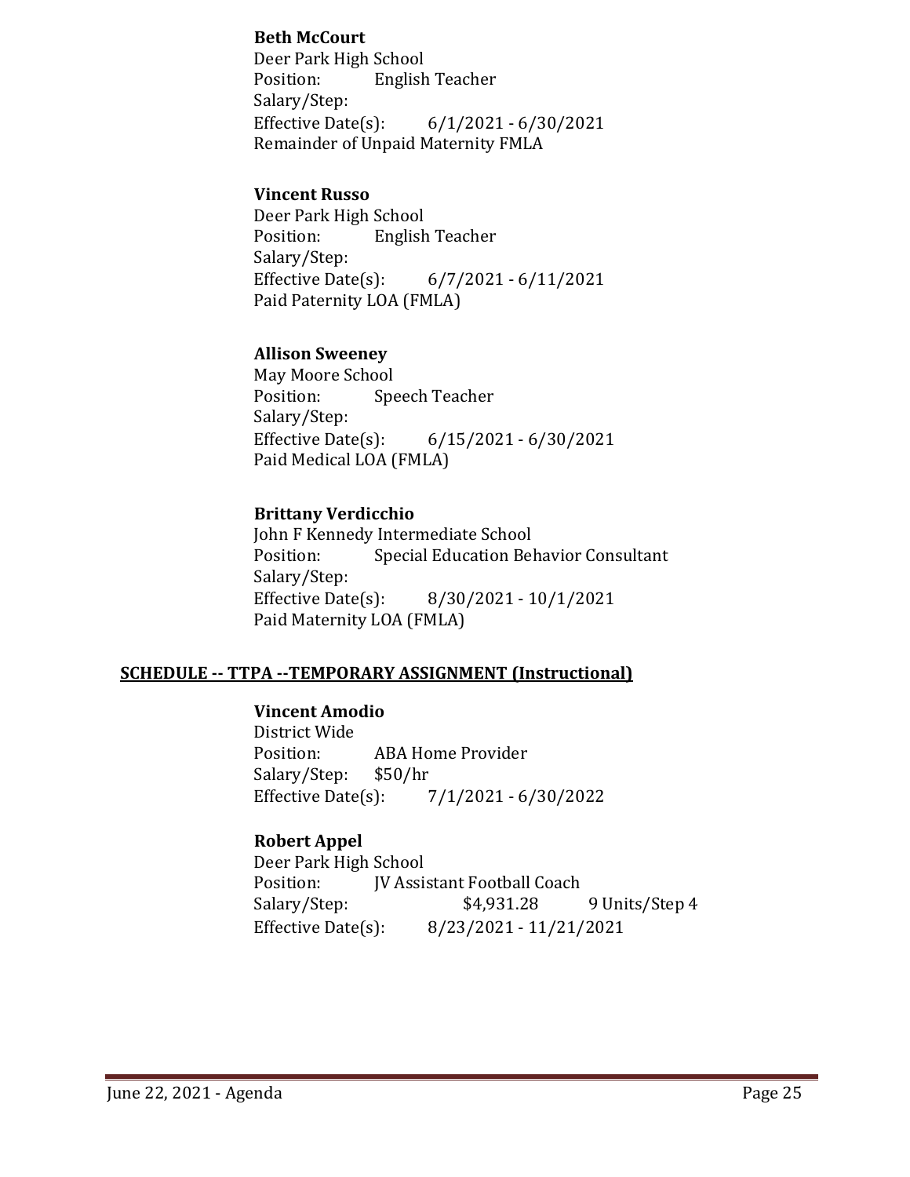**Beth McCourt**
Deer Park High School
Position: English Teacher
Salary/Step:
Effective Date(s): 6/1/2021 - 6/30/2021
Remainder of Unpaid Maternity FMLA

**Vincent Russo**
Deer Park High School
Position: English Teacher
Salary/Step:
Effective Date(s): 6/7/2021 - 6/11/2021
Paid Paternity LOA (FMLA)

**Allison Sweeney**
May Moore School
Position: Speech Teacher
Salary/Step:
Effective Date(s): 6/15/2021 - 6/30/2021
Paid Medical LOA (FMLA)

**Brittany Verdicchio**
John F Kennedy Intermediate School
Position: Special Education Behavior Consultant
Salary/Step:
Effective Date(s): 8/30/2021 - 10/1/2021
Paid Maternity LOA (FMLA)

## SCHEDULE -- TTPA --TEMPORARY ASSIGNMENT (Instructional)

**Vincent Amodio**
District Wide
Position: ABA Home Provider
Salary/Step: $50/hr
Effective Date(s): 7/1/2021 - 6/30/2022

**Robert Appel**
Deer Park High School
Position: JV Assistant Football Coach
Salary/Step: $4,931.28 9 Units/Step 4
Effective Date(s): 8/23/2021 - 11/21/2021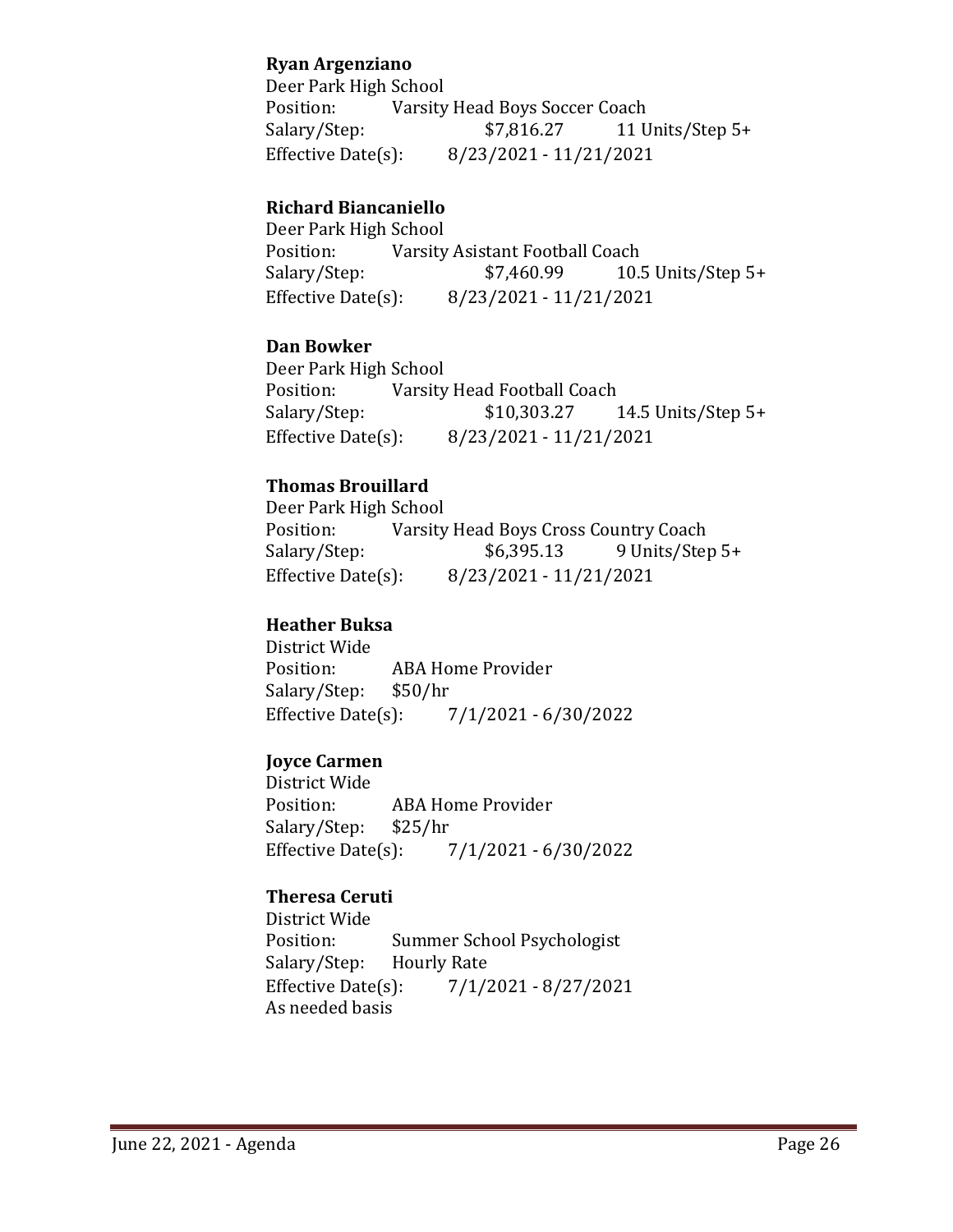**Ryan Argenziano**
Deer Park High School
Position: Varsity Head Boys Soccer Coach
Salary/Step: $7,816.27 11 Units/Step 5+
Effective Date(s): 8/23/2021 - 11/21/2021

**Richard Biancaniello**
Deer Park High School
Position: Varsity Asistant Football Coach
Salary/Step: $7,460.99 10.5 Units/Step 5+
Effective Date(s): 8/23/2021 - 11/21/2021

**Dan Bowker**
Deer Park High School
Position: Varsity Head Football Coach
Salary/Step: $10,303.27 14.5 Units/Step 5+
Effective Date(s): 8/23/2021 - 11/21/2021

**Thomas Brouillard**
Deer Park High School
Position: Varsity Head Boys Cross Country Coach
Salary/Step: $6,395.13 9 Units/Step 5+
Effective Date(s): 8/23/2021 - 11/21/2021

**Heather Buksa**
District Wide
Position: ABA Home Provider
Salary/Step: $50/hr
Effective Date(s): 7/1/2021 - 6/30/2022

**Joyce Carmen**
District Wide
Position: ABA Home Provider
Salary/Step: $25/hr
Effective Date(s): 7/1/2021 - 6/30/2022

**Theresa Ceruti**
District Wide
Position: Summer School Psychologist
Salary/Step: Hourly Rate
Effective Date(s): 7/1/2021 - 8/27/2021
As needed basis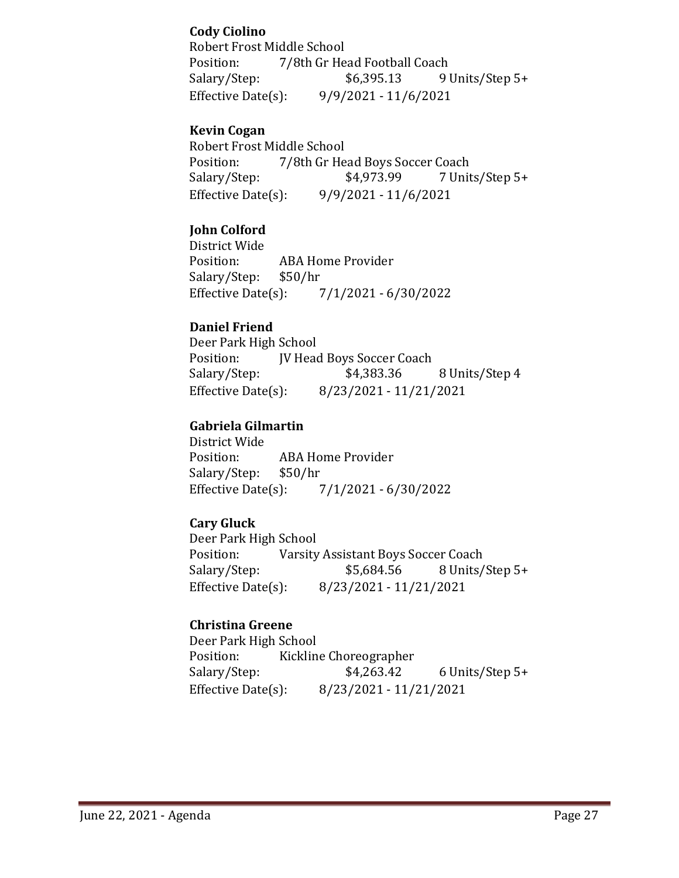**Cody Ciolino**
Robert Frost Middle School
Position: 7/8th Gr Head Football Coach
Salary/Step: $6,395.13 9 Units/Step 5+
Effective Date(s): 9/9/2021 - 11/6/2021

**Kevin Cogan**
Robert Frost Middle School
Position: 7/8th Gr Head Boys Soccer Coach
Salary/Step: $4,973.99 7 Units/Step 5+
Effective Date(s): 9/9/2021 - 11/6/2021

**John Colford**
District Wide
Position: ABA Home Provider
Salary/Step: $50/hr
Effective Date(s): 7/1/2021 - 6/30/2022

**Daniel Friend**
Deer Park High School
Position: JV Head Boys Soccer Coach
Salary/Step: $4,383.36 8 Units/Step 4
Effective Date(s): 8/23/2021 - 11/21/2021

**Gabriela Gilmartin**
District Wide
Position: ABA Home Provider
Salary/Step: $50/hr
Effective Date(s): 7/1/2021 - 6/30/2022

**Cary Gluck**
Deer Park High School
Position: Varsity Assistant Boys Soccer Coach
Salary/Step: $5,684.56 8 Units/Step 5+
Effective Date(s): 8/23/2021 - 11/21/2021

**Christina Greene**
Deer Park High School
Position: Kickline Choreographer
Salary/Step: $4,263.42 6 Units/Step 5+
Effective Date(s): 8/23/2021 - 11/21/2021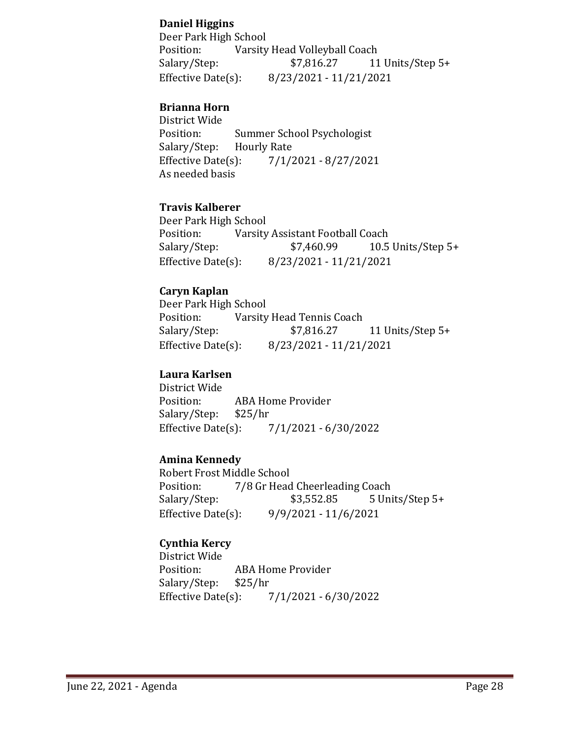**Daniel Higgins**
Deer Park High School
Position: Varsity Head Volleyball Coach
Salary/Step: $7,816.27 11 Units/Step 5+
Effective Date(s): 8/23/2021 - 11/21/2021

**Brianna Horn**
District Wide
Position: Summer School Psychologist
Salary/Step: Hourly Rate
Effective Date(s): 7/1/2021 - 8/27/2021
As needed basis

**Travis Kalberer**
Deer Park High School
Position: Varsity Assistant Football Coach
Salary/Step: $7,460.99 10.5 Units/Step 5+
Effective Date(s): 8/23/2021 - 11/21/2021

**Caryn Kaplan**
Deer Park High School
Position: Varsity Head Tennis Coach
Salary/Step: $7,816.27 11 Units/Step 5+
Effective Date(s): 8/23/2021 - 11/21/2021

**Laura Karlsen**
District Wide
Position: ABA Home Provider
Salary/Step: $25/hr
Effective Date(s): 7/1/2021 - 6/30/2022

**Amina Kennedy**
Robert Frost Middle School
Position: 7/8 Gr Head Cheerleading Coach
Salary/Step: $3,552.85 5 Units/Step 5+
Effective Date(s): 9/9/2021 - 11/6/2021

**Cynthia Kercy**
District Wide
Position: ABA Home Provider
Salary/Step: $25/hr
Effective Date(s): 7/1/2021 - 6/30/2022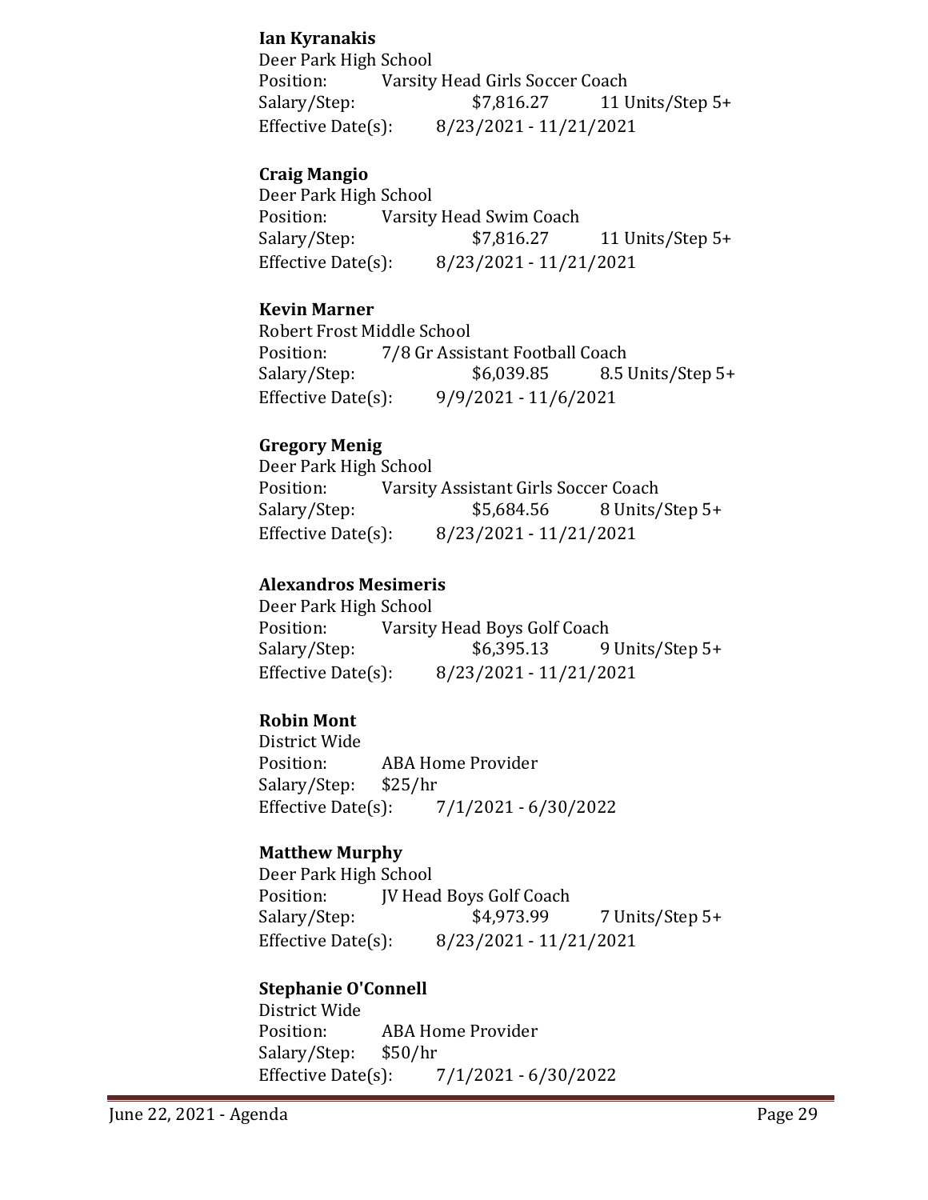**Ian Kyranakis**
Deer Park High School
Position: Varsity Head Girls Soccer Coach
Salary/Step: $7,816.27 11 Units/Step 5+
Effective Date(s): 8/23/2021 - 11/21/2021

**Craig Mangio**
Deer Park High School
Position: Varsity Head Swim Coach
Salary/Step: $7,816.27 11 Units/Step 5+
Effective Date(s): 8/23/2021 - 11/21/2021

**Kevin Marner**
Robert Frost Middle School
Position: 7/8 Gr Assistant Football Coach
Salary/Step: $6,039.85 8.5 Units/Step 5+
Effective Date(s): 9/9/2021 - 11/6/2021

**Gregory Menig**
Deer Park High School
Position: Varsity Assistant Girls Soccer Coach
Salary/Step: $5,684.56 8 Units/Step 5+
Effective Date(s): 8/23/2021 - 11/21/2021

**Alexandros Mesimeris**
Deer Park High School
Position: Varsity Head Boys Golf Coach
Salary/Step: $6,395.13 9 Units/Step 5+
Effective Date(s): 8/23/2021 - 11/21/2021

**Robin Mont**
District Wide
Position: ABA Home Provider
Salary/Step: $25/hr
Effective Date(s): 7/1/2021 - 6/30/2022

**Matthew Murphy**
Deer Park High School
Position: JV Head Boys Golf Coach
Salary/Step: $4,973.99 7 Units/Step 5+
Effective Date(s): 8/23/2021 - 11/21/2021

**Stephanie O'Connell**
District Wide
Position: ABA Home Provider
Salary/Step: $50/hr
Effective Date(s): 7/1/2021 - 6/30/2022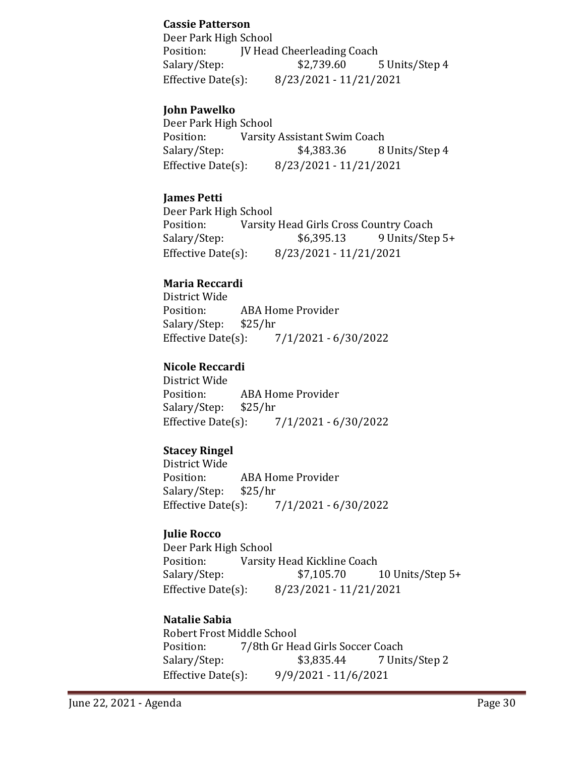**Cassie Patterson**
Deer Park High School
Position: JV Head Cheerleading Coach
Salary/Step: $2,739.60 5 Units/Step 4
Effective Date(s): 8/23/2021 - 11/21/2021

**John Pawelko**
Deer Park High School
Position: Varsity Assistant Swim Coach
Salary/Step: $4,383.36 8 Units/Step 4
Effective Date(s): 8/23/2021 - 11/21/2021

**James Petti**
Deer Park High School
Position: Varsity Head Girls Cross Country Coach
Salary/Step: $6,395.13 9 Units/Step 5+
Effective Date(s): 8/23/2021 - 11/21/2021

**Maria Reccardi**
District Wide
Position: ABA Home Provider
Salary/Step: $25/hr
Effective Date(s): 7/1/2021 - 6/30/2022

**Nicole Reccardi**
District Wide
Position: ABA Home Provider
Salary/Step: $25/hr
Effective Date(s): 7/1/2021 - 6/30/2022

**Stacey Ringel**
District Wide
Position: ABA Home Provider
Salary/Step: $25/hr
Effective Date(s): 7/1/2021 - 6/30/2022

**Julie Rocco**
Deer Park High School
Position: Varsity Head Kickline Coach
Salary/Step: $7,105.70 10 Units/Step 5+
Effective Date(s): 8/23/2021 - 11/21/2021

**Natalie Sabia**
Robert Frost Middle School
Position: 7/8th Gr Head Girls Soccer Coach
Salary/Step: $3,835.44 7 Units/Step 2
Effective Date(s): 9/9/2021 - 11/6/2021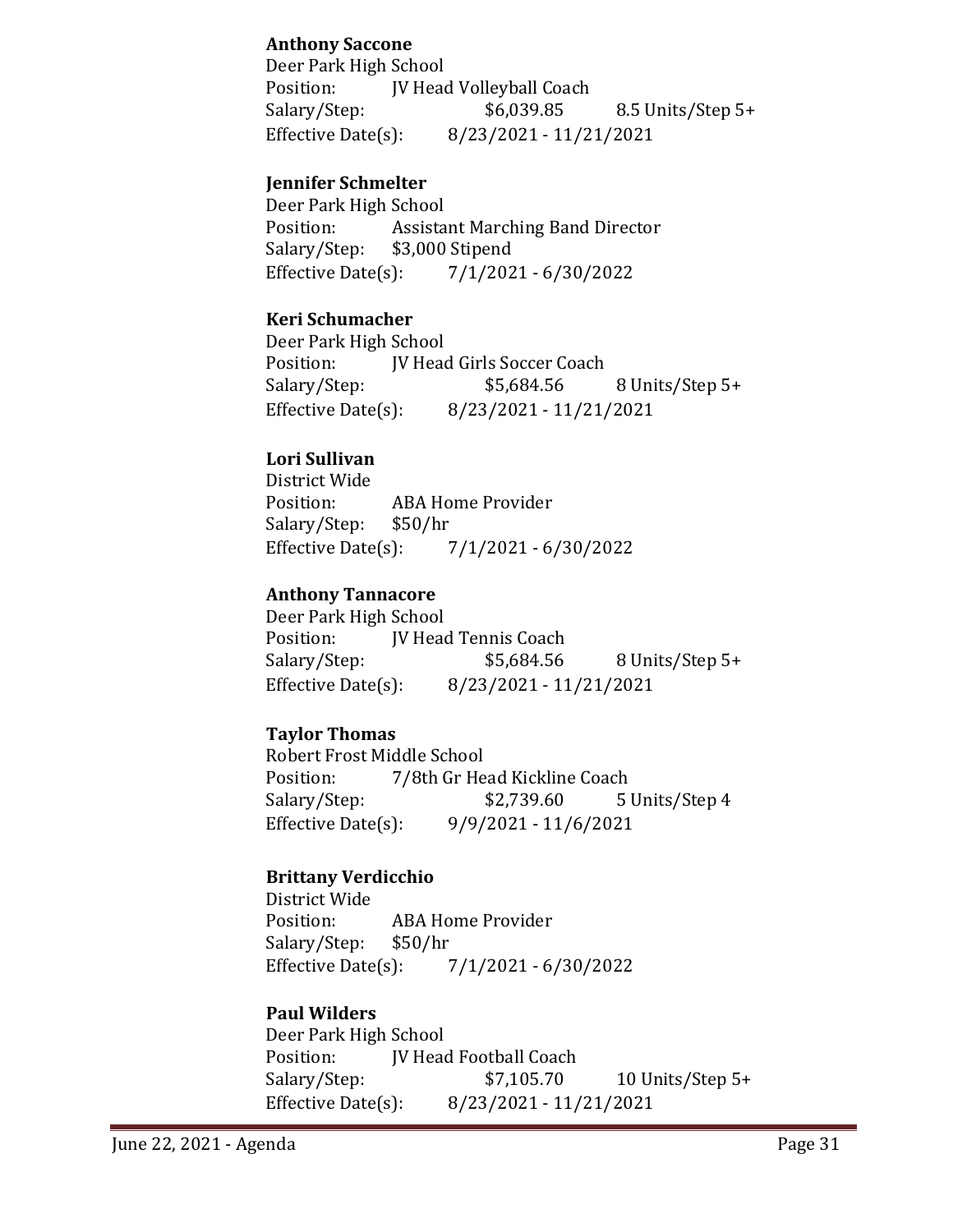**Anthony Saccone**
Deer Park High School
Position: JV Head Volleyball Coach
Salary/Step: $6,039.85 8.5 Units/Step 5+
Effective Date(s): 8/23/2021 - 11/21/2021

**Jennifer Schmelter**
Deer Park High School
Position: Assistant Marching Band Director
Salary/Step: $3,000 Stipend
Effective Date(s): 7/1/2021 - 6/30/2022

**Keri Schumacher**
Deer Park High School
Position: JV Head Girls Soccer Coach
Salary/Step: $5,684.56 8 Units/Step 5+
Effective Date(s): 8/23/2021 - 11/21/2021

**Lori Sullivan**
District Wide
Position: ABA Home Provider
Salary/Step: $50/hr
Effective Date(s): 7/1/2021 - 6/30/2022

**Anthony Tannacore**
Deer Park High School
Position: JV Head Tennis Coach
Salary/Step: $5,684.56 8 Units/Step 5+
Effective Date(s): 8/23/2021 - 11/21/2021

**Taylor Thomas**
Robert Frost Middle School
Position: 7/8th Gr Head Kickline Coach
Salary/Step: $2,739.60 5 Units/Step 4
Effective Date(s): 9/9/2021 - 11/6/2021

**Brittany Verdicchio**
District Wide
Position: ABA Home Provider
Salary/Step: $50/hr
Effective Date(s): 7/1/2021 - 6/30/2022

**Paul Wilders**
Deer Park High School
Position: JV Head Football Coach
Salary/Step: $7,105.70 10 Units/Step 5+
Effective Date(s): 8/23/2021 - 11/21/2021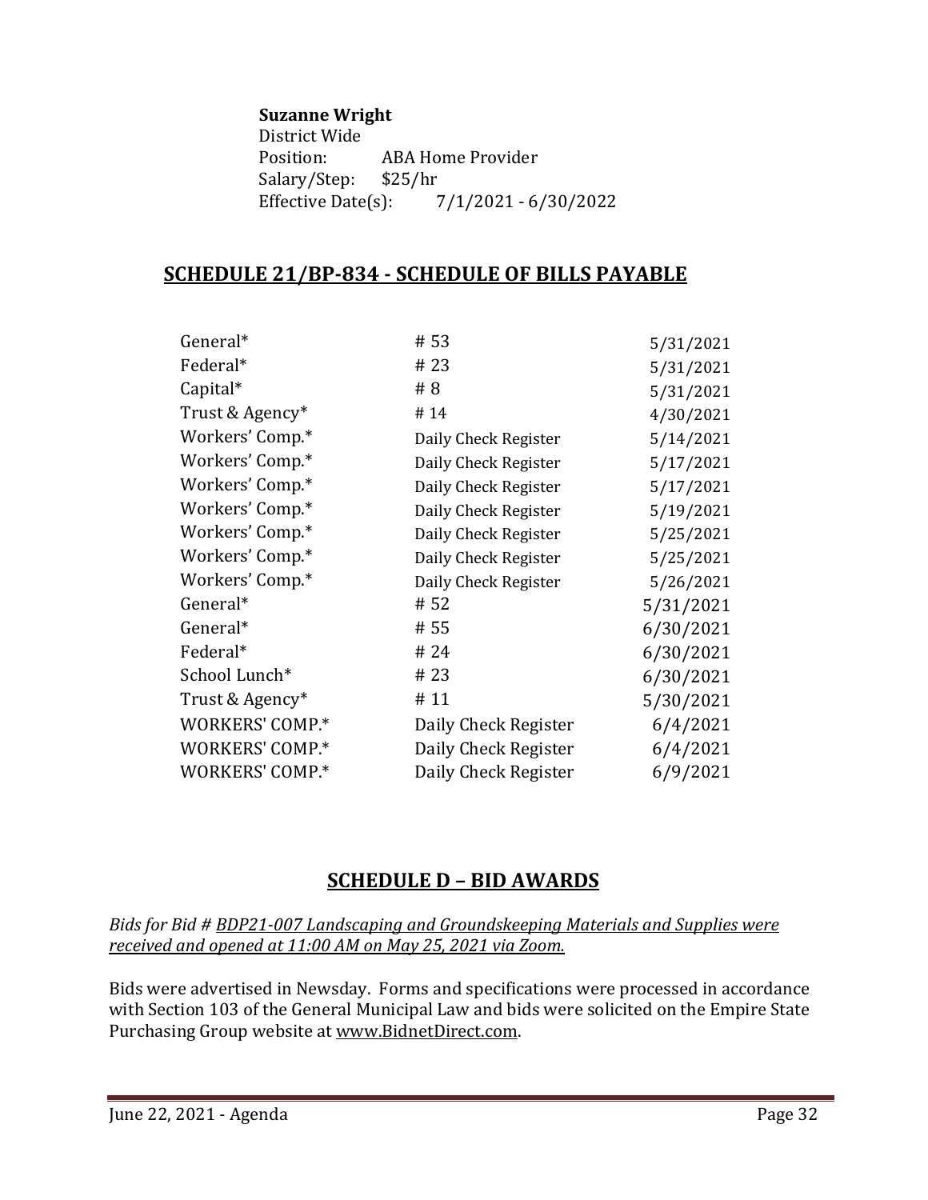**Suzanne Wright**
District Wide
Position: ABA Home Provider
Salary/Step: $25/hr
Effective Date(s): 7/1/2021 - 6/30/2022

## SCHEDULE 21/BP-834 - SCHEDULE OF BILLS PAYABLE

| | | |
|---|---|---|
| General* | # 53 | 5/31/2021 |
| Federal* | # 23 | 5/31/2021 |
| Capital* | # 8 | 5/31/2021 |
| Trust & Agency* | # 14 | 4/30/2021 |
| Workers' Comp.* | Daily Check Register | 5/14/2021 |
| Workers' Comp.* | Daily Check Register | 5/17/2021 |
| Workers' Comp.* | Daily Check Register | 5/17/2021 |
| Workers' Comp.* | Daily Check Register | 5/19/2021 |
| Workers' Comp.* | Daily Check Register | 5/25/2021 |
| Workers' Comp.* | Daily Check Register | 5/25/2021 |
| Workers' Comp.* | Daily Check Register | 5/26/2021 |
| General* | # 52 | 5/31/2021 |
| General* | # 55 | 6/30/2021 |
| Federal* | # 24 | 6/30/2021 |
| School Lunch* | # 23 | 6/30/2021 |
| Trust & Agency* | # 11 | 5/30/2021 |
| WORKERS' COMP.* | Daily Check Register | 6/4/2021 |
| WORKERS' COMP.* | Daily Check Register | 6/4/2021 |
| WORKERS' COMP.* | Daily Check Register | 6/9/2021 |

## SCHEDULE D – BID AWARDS

*Bids for Bid # BDP21-007 Landscaping and Groundskeeping Materials and Supplies were received and opened at 11:00 AM on May 25, 2021 via Zoom.*

Bids were advertised in Newsday. Forms and specifications were processed in accordance with Section 103 of the General Municipal Law and bids were solicited on the Empire State Purchasing Group website at www.BidnetDirect.com.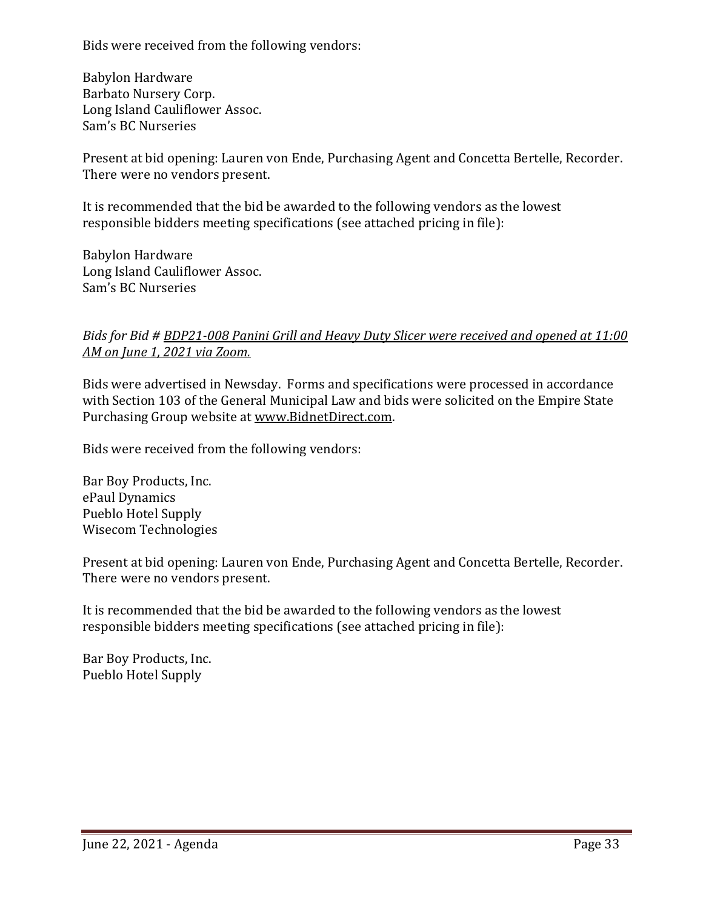Bids were received from the following vendors:

Babylon Hardware
Barbato Nursery Corp.
Long Island Cauliflower Assoc.
Sam's BC Nurseries

Present at bid opening: Lauren von Ende, Purchasing Agent and Concetta Bertelle, Recorder. There were no vendors present.

It is recommended that the bid be awarded to the following vendors as the lowest responsible bidders meeting specifications (see attached pricing in file):

Babylon Hardware
Long Island Cauliflower Assoc.
Sam's BC Nurseries

*Bids for Bid # BDP21-008 Panini Grill and Heavy Duty Slicer were received and opened at 11:00 AM on June 1, 2021 via Zoom.*

Bids were advertised in Newsday. Forms and specifications were processed in accordance with Section 103 of the General Municipal Law and bids were solicited on the Empire State Purchasing Group website at www.BidnetDirect.com.

Bids were received from the following vendors:

Bar Boy Products, Inc.
ePaul Dynamics
Pueblo Hotel Supply
Wisecom Technologies

Present at bid opening: Lauren von Ende, Purchasing Agent and Concetta Bertelle, Recorder. There were no vendors present.

It is recommended that the bid be awarded to the following vendors as the lowest responsible bidders meeting specifications (see attached pricing in file):

Bar Boy Products, Inc.
Pueblo Hotel Supply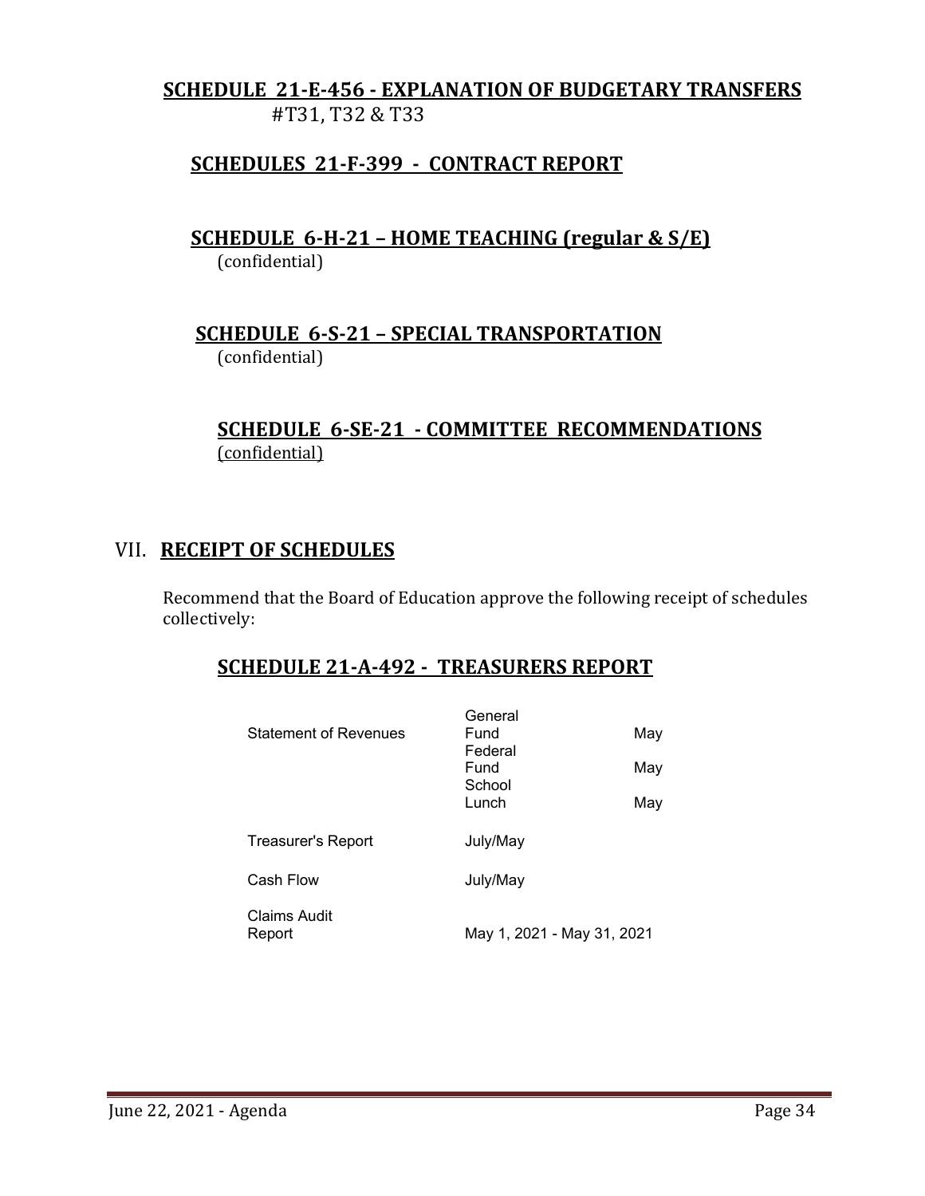**SCHEDULE 21-E-456 - EXPLANATION OF BUDGETARY TRANSFERS**
#T31, T32 & T33

**SCHEDULES 21-F-399 - CONTRACT REPORT**

**SCHEDULE 6-H-21 – HOME TEACHING (regular & S/E)**
(confidential)

**SCHEDULE 6-S-21 – SPECIAL TRANSPORTATION**
(confidential)

**SCHEDULE 6-SE-21 - COMMITTEE RECOMMENDATIONS**
(confidential)

## VII. RECEIPT OF SCHEDULES

Recommend that the Board of Education approve the following receipt of schedules collectively:

**SCHEDULE 21-A-492 - TREASURERS REPORT**

| | | |
|---|---|---|
| Statement of Revenues | General Fund | May |
| | Federal Fund | May |
| | School Lunch | May |
| Treasurer's Report | July/May | |
| Cash Flow | July/May | |
| Claims Audit Report | May 1, 2021 - May 31, 2021 | |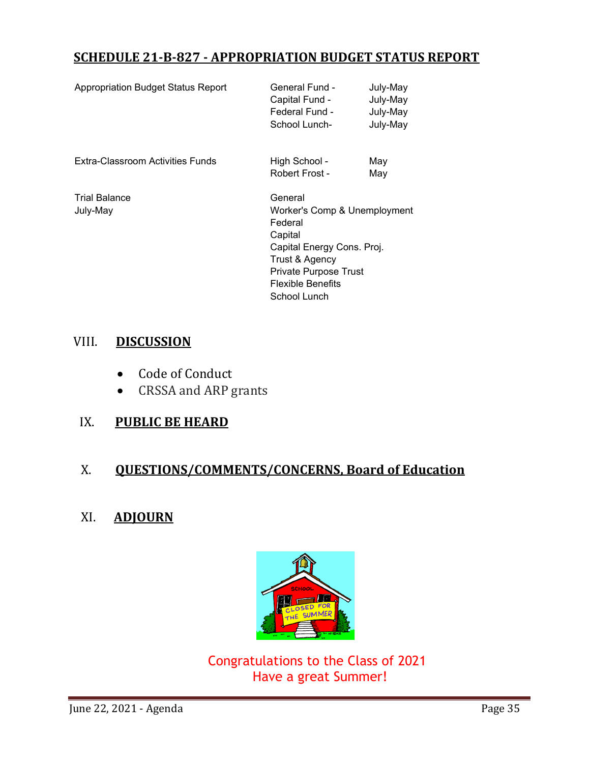## SCHEDULE 21-B-827 - APPROPRIATION BUDGET STATUS REPORT

| | | |
|---|---|---|
| Appropriation Budget Status Report | General Fund - | July-May |
| | Capital Fund - | July-May |
| | Federal Fund - | July-May |
| | School Lunch- | July-May |
| Extra-Classroom Activities Funds | High School - | May |
| | Robert Frost - | May |
| Trial Balance | General | |
| July-May | Worker's Comp & Unemployment | |
| | Federal | |
| | Capital | |
| | Capital Energy Cons. Proj. | |
| | Trust & Agency | |
| | Private Purpose Trust | |
| | Flexible Benefits | |
| | School Lunch | |

## VIII. DISCUSSION

- Code of Conduct
- CRSSA and ARP grants

## IX. PUBLIC BE HEARD

## X. QUESTIONS/COMMENTS/CONCERNS, Board of Education

## XI. ADJOURN

Congratulations to the Class of 2021
Have a great Summer!